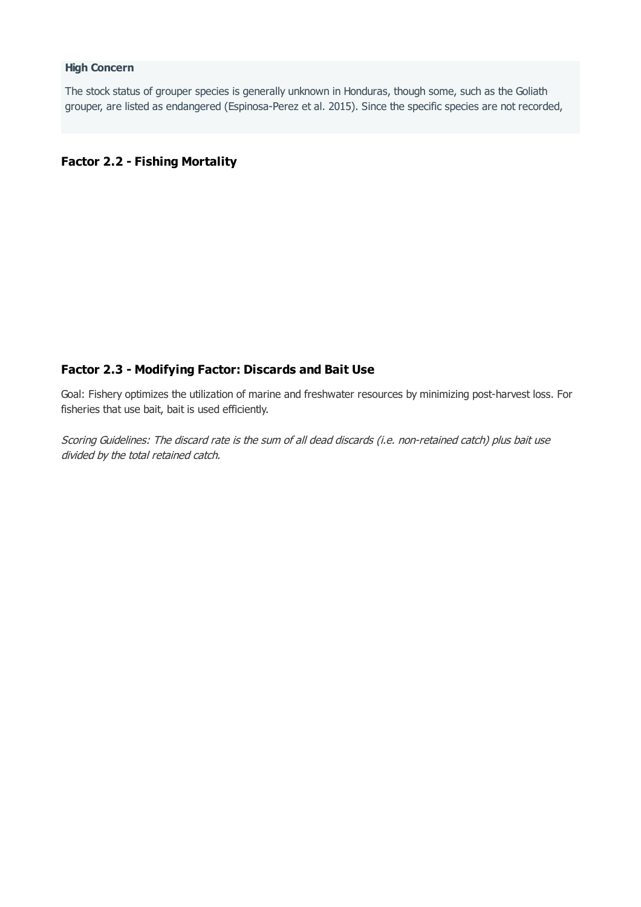**High Concern**

The stock status of grouper species is generally unknown in Honduras, though some, such as the Goliath grouper, are listed as endangered (Espinosa-Perez et al. 2015). Since the specific species are not recorded,

### Factor 2.2 - Fishing Mortality

### Factor 2.3 - Modifying Factor: Discards and Bait Use

Goal: Fishery optimizes the utilization of marine and freshwater resources by minimizing post-harvest loss. For fisheries that use bait, bait is used efficiently.

*Scoring Guidelines: The discard rate is the sum of all dead discards (i.e. non-retained catch) plus bait use divided by the total retained catch.*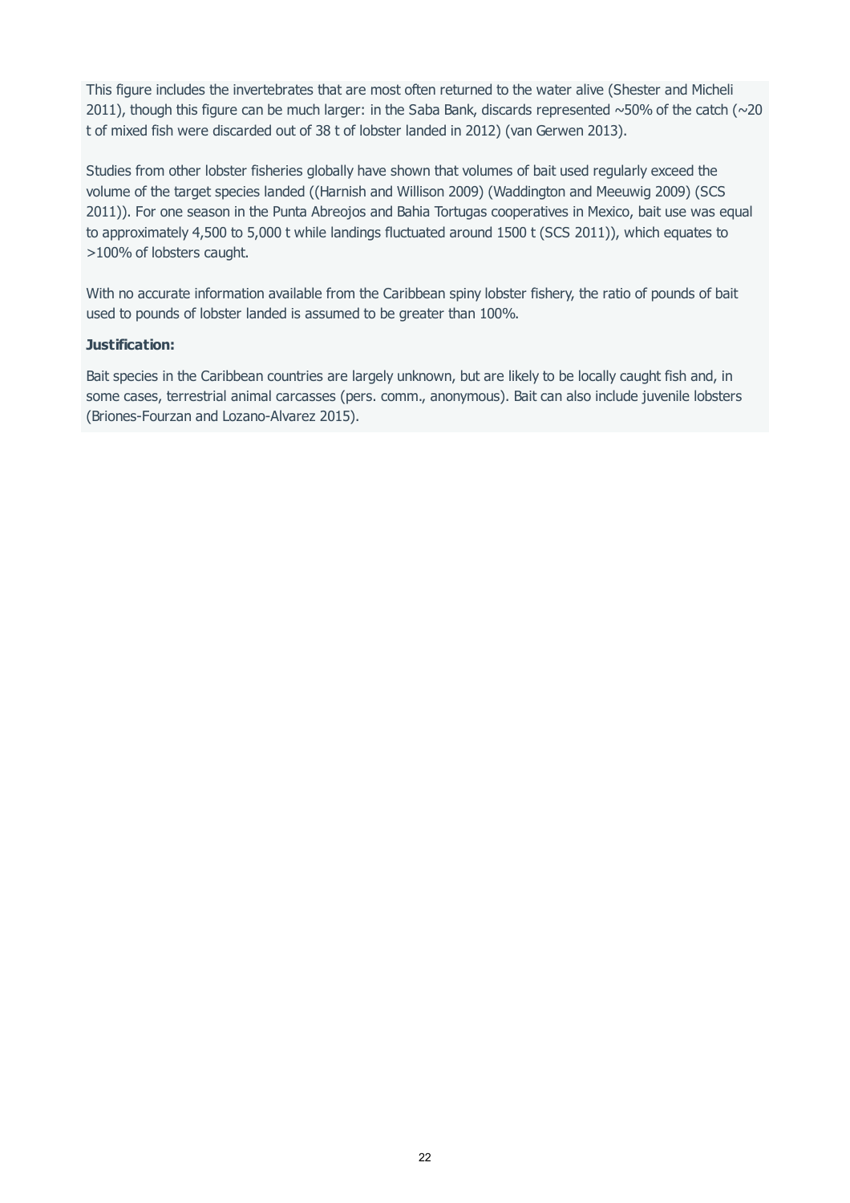This figure includes the invertebrates that are most often returned to the water alive (Shester and Micheli 2011), though this figure can be much larger: in the Saba Bank, discards represented ~50% of the catch (~20 t of mixed fish were discarded out of 38 t of lobster landed in 2012) (van Gerwen 2013).

Studies from other lobster fisheries globally have shown that volumes of bait used regularly exceed the volume of the target species landed ((Harnish and Willison 2009) (Waddington and Meeuwig 2009) (SCS 2011)). For one season in the Punta Abreojos and Bahia Tortugas cooperatives in Mexico, bait use was equal to approximately 4,500 to 5,000 t while landings fluctuated around 1500 t (SCS 2011)), which equates to >100% of lobsters caught.

With no accurate information available from the Caribbean spiny lobster fishery, the ratio of pounds of bait used to pounds of lobster landed is assumed to be greater than 100%.

**Justification:**

Bait species in the Caribbean countries are largely unknown, but are likely to be locally caught fish and, in some cases, terrestrial animal carcasses (pers. comm., anonymous). Bait can also include juvenile lobsters (Briones-Fourzan and Lozano-Alvarez 2015).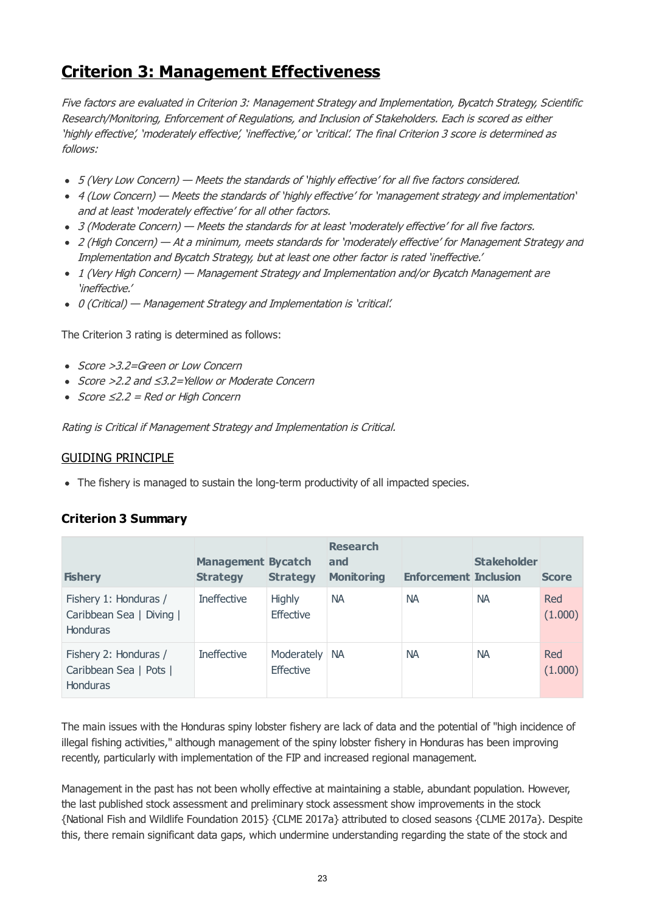## Criterion 3: Management Effectiveness

*Five factors are evaluated in Criterion 3: Management Strategy and Implementation, Bycatch Strategy, Scientific Research/Monitoring, Enforcement of Regulations, and Inclusion of Stakeholders. Each is scored as either 'highly effective', 'moderately effective', 'ineffective,' or 'critical'. The final Criterion 3 score is determined as follows:*

- *5 (Very Low Concern) — Meets the standards of 'highly effective' for all five factors considered.*
- *4 (Low Concern) — Meets the standards of 'highly effective' for 'management strategy and implementation' and at least 'moderately effective' for all other factors.*
- *3 (Moderate Concern) — Meets the standards for at least 'moderately effective' for all five factors.*
- *2 (High Concern) — At a minimum, meets standards for 'moderately effective' for Management Strategy and Implementation and Bycatch Strategy, but at least one other factor is rated 'ineffective.'*
- *1 (Very High Concern) — Management Strategy and Implementation and/or Bycatch Management are 'ineffective.'*
- *0 (Critical) — Management Strategy and Implementation is 'critical'.*

The Criterion 3 rating is determined as follows:

- *Score >3.2=Green or Low Concern*
- *Score >2.2 and ≤3.2=Yellow or Moderate Concern*
- *Score ≤2.2 = Red or High Concern*

*Rating is Critical if Management Strategy and Implementation is Critical.*

GUIDING PRINCIPLE

- The fishery is managed to sustain the long-term productivity of all impacted species.

### Criterion 3 Summary

| Fishery | Management Strategy | Bycatch Strategy | Research and Monitoring | Enforcement | Stakeholder Inclusion | Score |
|---|---|---|---|---|---|---|
| Fishery 1: Honduras / Caribbean Sea \| Diving \| Honduras | Ineffective | Highly Effective | NA | NA | NA | Red (1.000) |
| Fishery 2: Honduras / Caribbean Sea \| Pots \| Honduras | Ineffective | Moderately Effective | NA | NA | NA | Red (1.000) |

The main issues with the Honduras spiny lobster fishery are lack of data and the potential of "high incidence of illegal fishing activities," although management of the spiny lobster fishery in Honduras has been improving recently, particularly with implementation of the FIP and increased regional management.

Management in the past has not been wholly effective at maintaining a stable, abundant population. However, the last published stock assessment and preliminary stock assessment show improvements in the stock {National Fish and Wildlife Foundation 2015} {CLME 2017a} attributed to closed seasons {CLME 2017a}. Despite this, there remain significant data gaps, which undermine understanding regarding the state of the stock and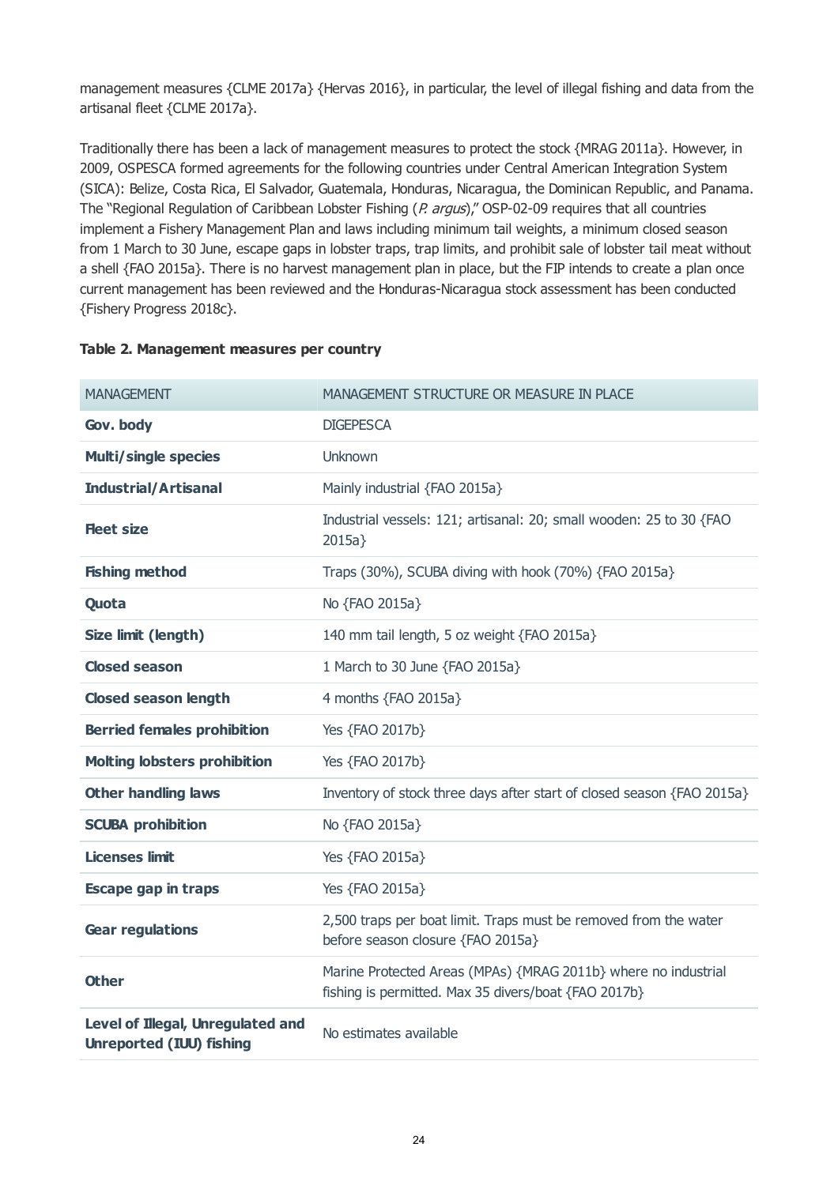management measures {CLME 2017a} {Hervas 2016}, in particular, the level of illegal fishing and data from the artisanal fleet {CLME 2017a}.

Traditionally there has been a lack of management measures to protect the stock {MRAG 2011a}. However, in 2009, OSPESCA formed agreements for the following countries under Central American Integration System (SICA): Belize, Costa Rica, El Salvador, Guatemala, Honduras, Nicaragua, the Dominican Republic, and Panama. The "Regional Regulation of Caribbean Lobster Fishing (*P. argus*)," OSP-02-09 requires that all countries implement a Fishery Management Plan and laws including minimum tail weights, a minimum closed season from 1 March to 30 June, escape gaps in lobster traps, trap limits, and prohibit sale of lobster tail meat without a shell {FAO 2015a}. There is no harvest management plan in place, but the FIP intends to create a plan once current management has been reviewed and the Honduras-Nicaragua stock assessment has been conducted {Fishery Progress 2018c}.

**Table 2. Management measures per country**

| MANAGEMENT | MANAGEMENT STRUCTURE OR MEASURE IN PLACE |
|---|---|
| **Gov. body** | DIGEPESCA |
| **Multi/single species** | Unknown |
| **Industrial/Artisanal** | Mainly industrial {FAO 2015a} |
| **Fleet size** | Industrial vessels: 121; artisanal: 20; small wooden: 25 to 30 {FAO 2015a} |
| **Fishing method** | Traps (30%), SCUBA diving with hook (70%) {FAO 2015a} |
| **Quota** | No {FAO 2015a} |
| **Size limit (length)** | 140 mm tail length, 5 oz weight {FAO 2015a} |
| **Closed season** | 1 March to 30 June {FAO 2015a} |
| **Closed season length** | 4 months {FAO 2015a} |
| **Berried females prohibition** | Yes {FAO 2017b} |
| **Molting lobsters prohibition** | Yes {FAO 2017b} |
| **Other handling laws** | Inventory of stock three days after start of closed season {FAO 2015a} |
| **SCUBA prohibition** | No {FAO 2015a} |
| **Licenses limit** | Yes {FAO 2015a} |
| **Escape gap in traps** | Yes {FAO 2015a} |
| **Gear regulations** | 2,500 traps per boat limit. Traps must be removed from the water before season closure {FAO 2015a} |
| **Other** | Marine Protected Areas (MPAs) {MRAG 2011b} where no industrial fishing is permitted. Max 35 divers/boat {FAO 2017b} |
| **Level of Illegal, Unregulated and Unreported (IUU) fishing** | No estimates available |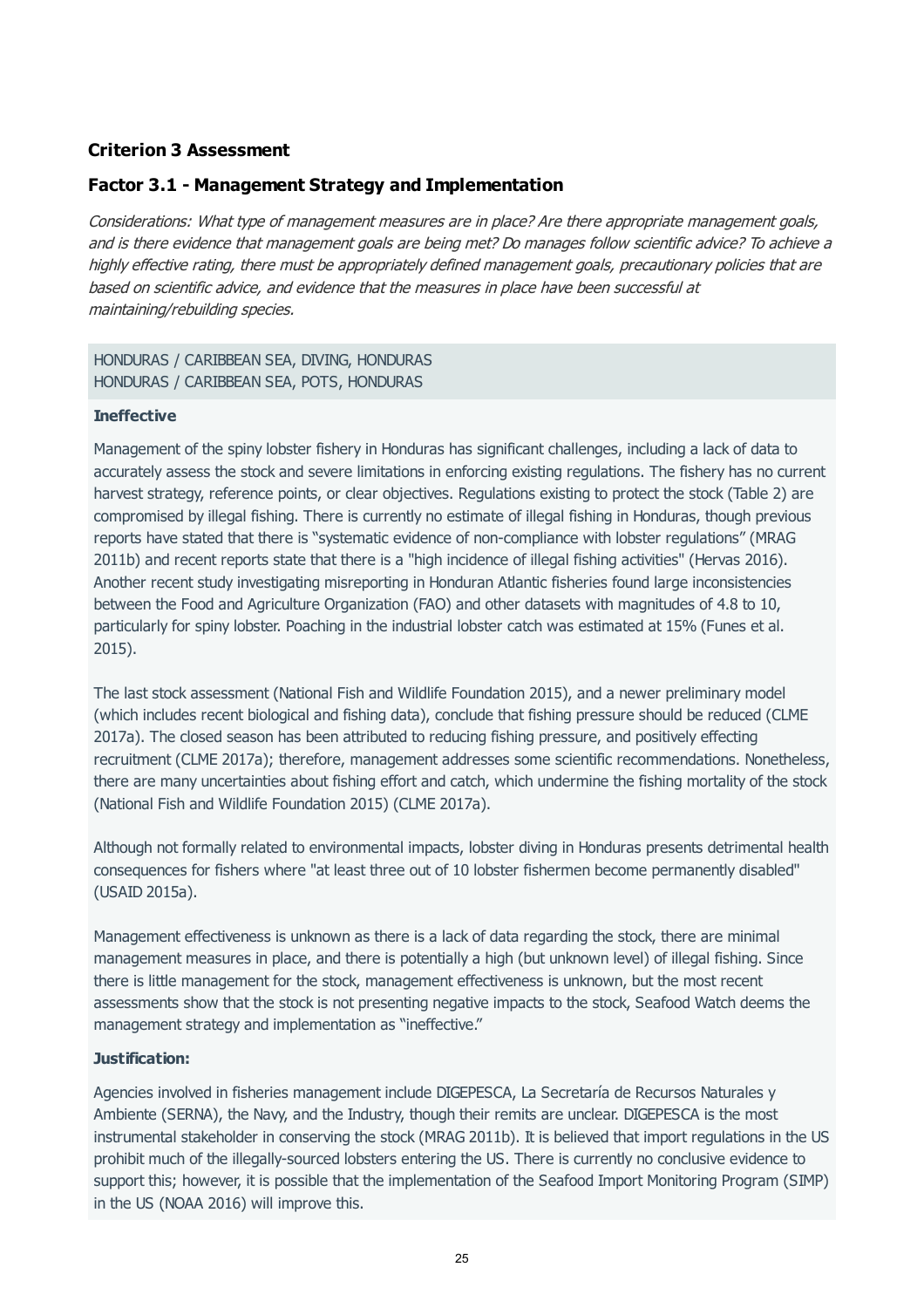## Criterion 3 Assessment

### Factor 3.1 - Management Strategy and Implementation

*Considerations: What type of management measures are in place? Are there appropriate management goals, and is there evidence that management goals are being met? Do manages follow scientific advice? To achieve a highly effective rating, there must be appropriately defined management goals, precautionary policies that are based on scientific advice, and evidence that the measures in place have been successful at maintaining/rebuilding species.*

HONDURAS / CARIBBEAN SEA, DIVING, HONDURAS
HONDURAS / CARIBBEAN SEA, POTS, HONDURAS

**Ineffective**

Management of the spiny lobster fishery in Honduras has significant challenges, including a lack of data to accurately assess the stock and severe limitations in enforcing existing regulations. The fishery has no current harvest strategy, reference points, or clear objectives. Regulations existing to protect the stock (Table 2) are compromised by illegal fishing. There is currently no estimate of illegal fishing in Honduras, though previous reports have stated that there is "systematic evidence of non-compliance with lobster regulations" (MRAG 2011b) and recent reports state that there is a "high incidence of illegal fishing activities" (Hervas 2016). Another recent study investigating misreporting in Honduran Atlantic fisheries found large inconsistencies between the Food and Agriculture Organization (FAO) and other datasets with magnitudes of 4.8 to 10, particularly for spiny lobster. Poaching in the industrial lobster catch was estimated at 15% (Funes et al. 2015).

The last stock assessment (National Fish and Wildlife Foundation 2015), and a newer preliminary model (which includes recent biological and fishing data), conclude that fishing pressure should be reduced (CLME 2017a). The closed season has been attributed to reducing fishing pressure, and positively effecting recruitment (CLME 2017a); therefore, management addresses some scientific recommendations. Nonetheless, there are many uncertainties about fishing effort and catch, which undermine the fishing mortality of the stock (National Fish and Wildlife Foundation 2015) (CLME 2017a).

Although not formally related to environmental impacts, lobster diving in Honduras presents detrimental health consequences for fishers where "at least three out of 10 lobster fishermen become permanently disabled" (USAID 2015a).

Management effectiveness is unknown as there is a lack of data regarding the stock, there are minimal management measures in place, and there is potentially a high (but unknown level) of illegal fishing. Since there is little management for the stock, management effectiveness is unknown, but the most recent assessments show that the stock is not presenting negative impacts to the stock, Seafood Watch deems the management strategy and implementation as "ineffective."

**Justification:**

Agencies involved in fisheries management include DIGEPESCA, La Secretaría de Recursos Naturales y Ambiente (SERNA), the Navy, and the Industry, though their remits are unclear. DIGEPESCA is the most instrumental stakeholder in conserving the stock (MRAG 2011b). It is believed that import regulations in the US prohibit much of the illegally-sourced lobsters entering the US. There is currently no conclusive evidence to support this; however, it is possible that the implementation of the Seafood Import Monitoring Program (SIMP) in the US (NOAA 2016) will improve this.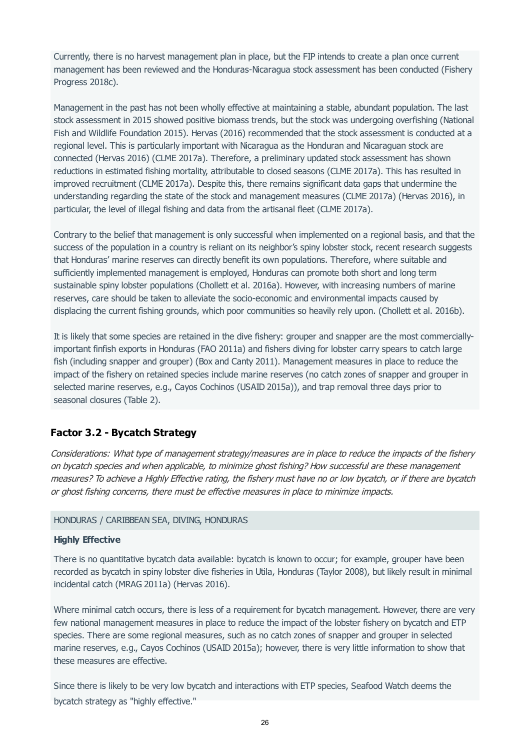Currently, there is no harvest management plan in place, but the FIP intends to create a plan once current management has been reviewed and the Honduras-Nicaragua stock assessment has been conducted (Fishery Progress 2018c).

Management in the past has not been wholly effective at maintaining a stable, abundant population. The last stock assessment in 2015 showed positive biomass trends, but the stock was undergoing overfishing (National Fish and Wildlife Foundation 2015). Hervas (2016) recommended that the stock assessment is conducted at a regional level. This is particularly important with Nicaragua as the Honduran and Nicaraguan stock are connected (Hervas 2016) (CLME 2017a). Therefore, a preliminary updated stock assessment has shown reductions in estimated fishing mortality, attributable to closed seasons (CLME 2017a). This has resulted in improved recruitment (CLME 2017a). Despite this, there remains significant data gaps that undermine the understanding regarding the state of the stock and management measures (CLME 2017a) (Hervas 2016), in particular, the level of illegal fishing and data from the artisanal fleet (CLME 2017a).

Contrary to the belief that management is only successful when implemented on a regional basis, and that the success of the population in a country is reliant on its neighbor's spiny lobster stock, recent research suggests that Honduras' marine reserves can directly benefit its own populations. Therefore, where suitable and sufficiently implemented management is employed, Honduras can promote both short and long term sustainable spiny lobster populations (Chollett et al. 2016a). However, with increasing numbers of marine reserves, care should be taken to alleviate the socio-economic and environmental impacts caused by displacing the current fishing grounds, which poor communities so heavily rely upon. (Chollett et al. 2016b).

It is likely that some species are retained in the dive fishery: grouper and snapper are the most commercially-important finfish exports in Honduras (FAO 2011a) and fishers diving for lobster carry spears to catch large fish (including snapper and grouper) (Box and Canty 2011). Management measures in place to reduce the impact of the fishery on retained species include marine reserves (no catch zones of snapper and grouper in selected marine reserves, e.g., Cayos Cochinos (USAID 2015a)), and trap removal three days prior to seasonal closures (Table 2).

## Factor 3.2 - Bycatch Strategy

*Considerations: What type of management strategy/measures are in place to reduce the impacts of the fishery on bycatch species and when applicable, to minimize ghost fishing? How successful are these management measures? To achieve a Highly Effective rating, the fishery must have no or low bycatch, or if there are bycatch or ghost fishing concerns, there must be effective measures in place to minimize impacts.*

HONDURAS / CARIBBEAN SEA, DIVING, HONDURAS

**Highly Effective**

There is no quantitative bycatch data available: bycatch is known to occur; for example, grouper have been recorded as bycatch in spiny lobster dive fisheries in Utila, Honduras (Taylor 2008), but likely result in minimal incidental catch (MRAG 2011a) (Hervas 2016).

Where minimal catch occurs, there is less of a requirement for bycatch management. However, there are very few national management measures in place to reduce the impact of the lobster fishery on bycatch and ETP species. There are some regional measures, such as no catch zones of snapper and grouper in selected marine reserves, e.g., Cayos Cochinos (USAID 2015a); however, there is very little information to show that these measures are effective.

Since there is likely to be very low bycatch and interactions with ETP species, Seafood Watch deems the bycatch strategy as "highly effective."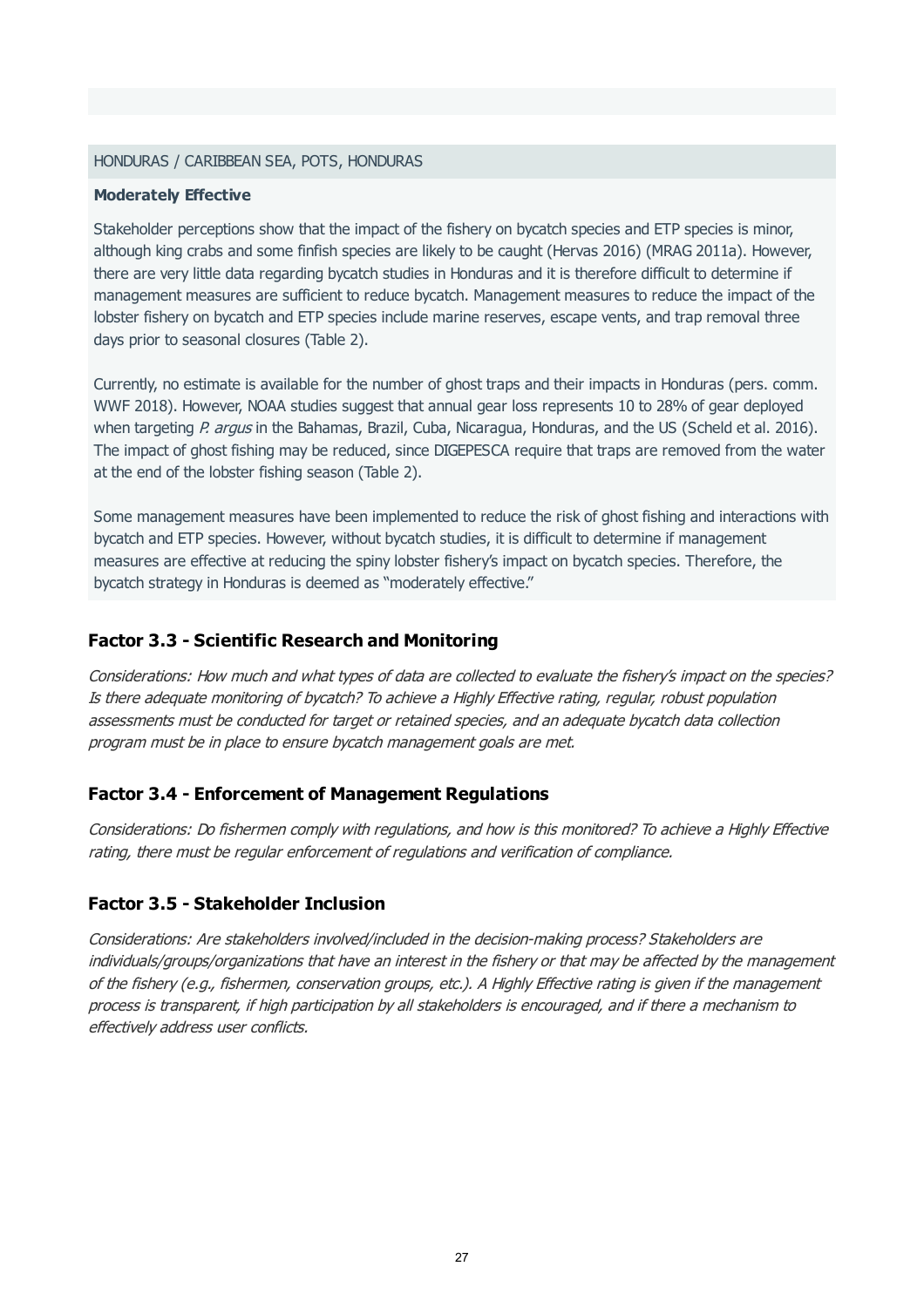HONDURAS / CARIBBEAN SEA, POTS, HONDURAS

**Moderately Effective**

Stakeholder perceptions show that the impact of the fishery on bycatch species and ETP species is minor, although king crabs and some finfish species are likely to be caught (Hervas 2016) (MRAG 2011a). However, there are very little data regarding bycatch studies in Honduras and it is therefore difficult to determine if management measures are sufficient to reduce bycatch. Management measures to reduce the impact of the lobster fishery on bycatch and ETP species include marine reserves, escape vents, and trap removal three days prior to seasonal closures (Table 2).

Currently, no estimate is available for the number of ghost traps and their impacts in Honduras (pers. comm. WWF 2018). However, NOAA studies suggest that annual gear loss represents 10 to 28% of gear deployed when targeting *P. argus* in the Bahamas, Brazil, Cuba, Nicaragua, Honduras, and the US (Scheld et al. 2016). The impact of ghost fishing may be reduced, since DIGEPESCA require that traps are removed from the water at the end of the lobster fishing season (Table 2).

Some management measures have been implemented to reduce the risk of ghost fishing and interactions with bycatch and ETP species. However, without bycatch studies, it is difficult to determine if management measures are effective at reducing the spiny lobster fishery's impact on bycatch species. Therefore, the bycatch strategy in Honduras is deemed as "moderately effective."

## Factor 3.3 - Scientific Research and Monitoring

*Considerations: How much and what types of data are collected to evaluate the fishery's impact on the species? Is there adequate monitoring of bycatch? To achieve a Highly Effective rating, regular, robust population assessments must be conducted for target or retained species, and an adequate bycatch data collection program must be in place to ensure bycatch management goals are met.*

## Factor 3.4 - Enforcement of Management Regulations

*Considerations: Do fishermen comply with regulations, and how is this monitored? To achieve a Highly Effective rating, there must be regular enforcement of regulations and verification of compliance.*

## Factor 3.5 - Stakeholder Inclusion

*Considerations: Are stakeholders involved/included in the decision-making process? Stakeholders are individuals/groups/organizations that have an interest in the fishery or that may be affected by the management of the fishery (e.g., fishermen, conservation groups, etc.). A Highly Effective rating is given if the management process is transparent, if high participation by all stakeholders is encouraged, and if there a mechanism to effectively address user conflicts.*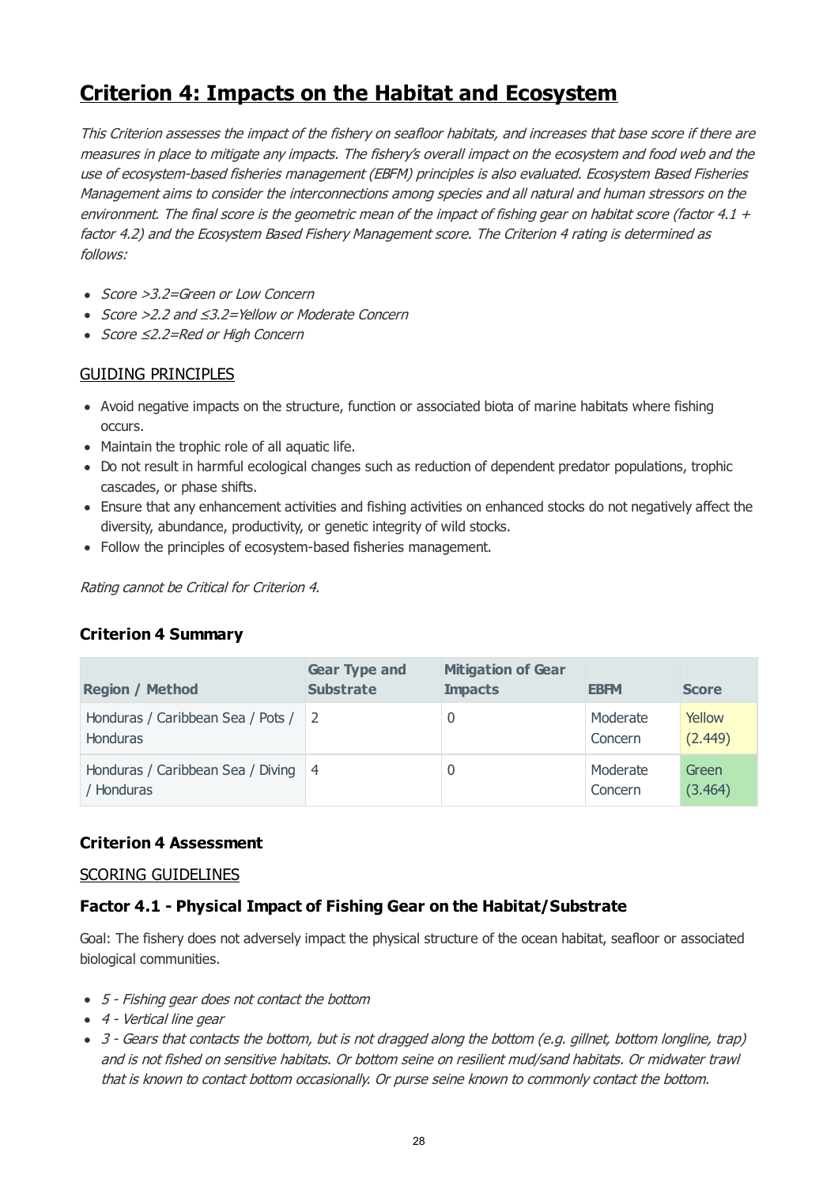# Criterion 4: Impacts on the Habitat and Ecosystem

*This Criterion assesses the impact of the fishery on seafloor habitats, and increases that base score if there are measures in place to mitigate any impacts. The fishery's overall impact on the ecosystem and food web and the use of ecosystem-based fisheries management (EBFM) principles is also evaluated. Ecosystem Based Fisheries Management aims to consider the interconnections among species and all natural and human stressors on the environment. The final score is the geometric mean of the impact of fishing gear on habitat score (factor 4.1 + factor 4.2) and the Ecosystem Based Fishery Management score. The Criterion 4 rating is determined as follows:*

- *Score >3.2=Green or Low Concern*
- *Score >2.2 and ≤3.2=Yellow or Moderate Concern*
- *Score ≤2.2=Red or High Concern*

GUIDING PRINCIPLES

- Avoid negative impacts on the structure, function or associated biota of marine habitats where fishing occurs.
- Maintain the trophic role of all aquatic life.
- Do not result in harmful ecological changes such as reduction of dependent predator populations, trophic cascades, or phase shifts.
- Ensure that any enhancement activities and fishing activities on enhanced stocks do not negatively affect the diversity, abundance, productivity, or genetic integrity of wild stocks.
- Follow the principles of ecosystem-based fisheries management.

*Rating cannot be Critical for Criterion 4.*

### Criterion 4 Summary

| Region / Method | Gear Type and Substrate | Mitigation of Gear Impacts | EBFM | Score |
|---|---|---|---|---|
| Honduras / Caribbean Sea / Pots / Honduras | 2 | 0 | Moderate Concern | Yellow (2.449) |
| Honduras / Caribbean Sea / Diving / Honduras | 4 | 0 | Moderate Concern | Green (3.464) |

### Criterion 4 Assessment

SCORING GUIDELINES

### Factor 4.1 - Physical Impact of Fishing Gear on the Habitat/Substrate

Goal: The fishery does not adversely impact the physical structure of the ocean habitat, seafloor or associated biological communities.

- *5 - Fishing gear does not contact the bottom*
- *4 - Vertical line gear*
- *3 - Gears that contacts the bottom, but is not dragged along the bottom (e.g. gillnet, bottom longline, trap) and is not fished on sensitive habitats. Or bottom seine on resilient mud/sand habitats. Or midwater trawl that is known to contact bottom occasionally. Or purse seine known to commonly contact the bottom.*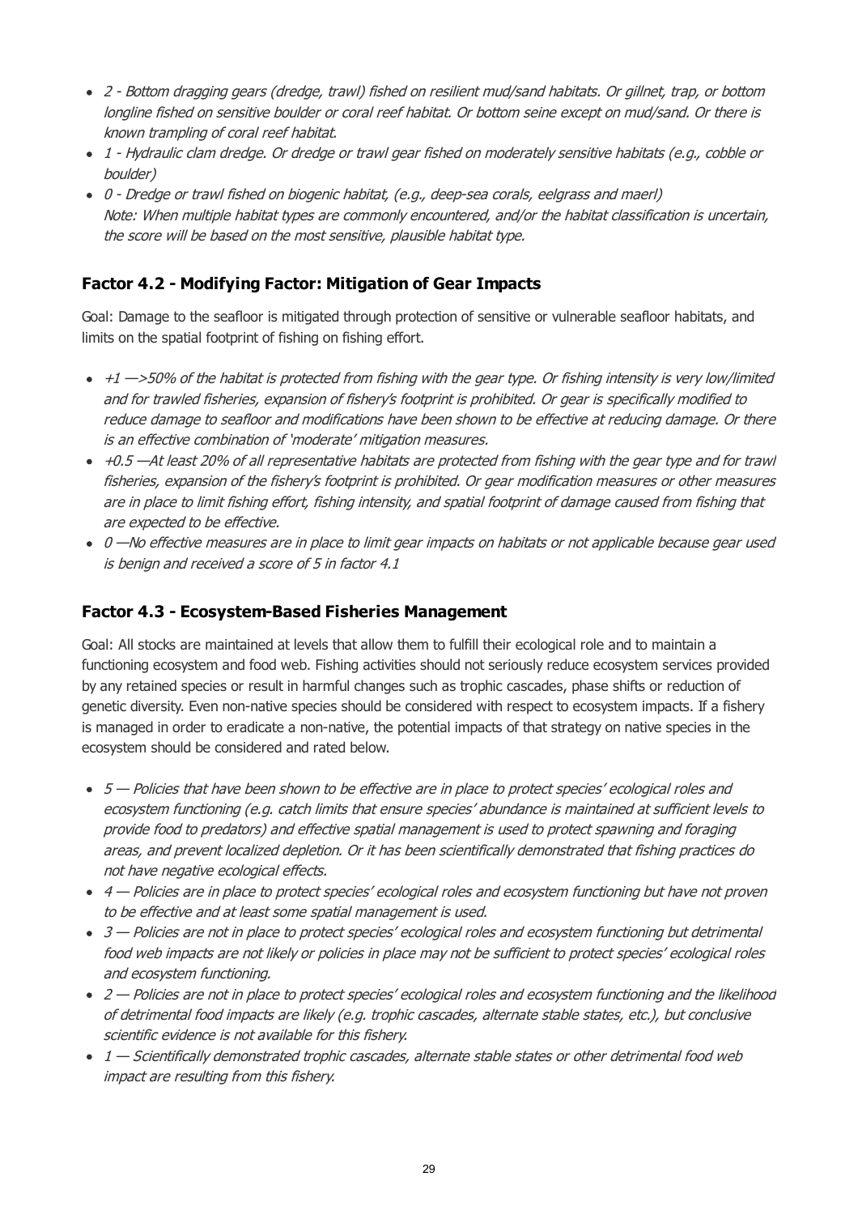- *2 - Bottom dragging gears (dredge, trawl) fished on resilient mud/sand habitats. Or gillnet, trap, or bottom longline fished on sensitive boulder or coral reef habitat. Or bottom seine except on mud/sand. Or there is known trampling of coral reef habitat.*
- *1 - Hydraulic clam dredge. Or dredge or trawl gear fished on moderately sensitive habitats (e.g., cobble or boulder)*
- *0 - Dredge or trawl fished on biogenic habitat, (e.g., deep-sea corals, eelgrass and maerl)*
  *Note: When multiple habitat types are commonly encountered, and/or the habitat classification is uncertain, the score will be based on the most sensitive, plausible habitat type.*

### Factor 4.2 - Modifying Factor: Mitigation of Gear Impacts

Goal: Damage to the seafloor is mitigated through protection of sensitive or vulnerable seafloor habitats, and limits on the spatial footprint of fishing on fishing effort.

- *+1 —>50% of the habitat is protected from fishing with the gear type. Or fishing intensity is very low/limited and for trawled fisheries, expansion of fishery's footprint is prohibited. Or gear is specifically modified to reduce damage to seafloor and modifications have been shown to be effective at reducing damage. Or there is an effective combination of 'moderate' mitigation measures.*
- *+0.5 —At least 20% of all representative habitats are protected from fishing with the gear type and for trawl fisheries, expansion of the fishery's footprint is prohibited. Or gear modification measures or other measures are in place to limit fishing effort, fishing intensity, and spatial footprint of damage caused from fishing that are expected to be effective.*
- *0 —No effective measures are in place to limit gear impacts on habitats or not applicable because gear used is benign and received a score of 5 in factor 4.1*

### Factor 4.3 - Ecosystem-Based Fisheries Management

Goal: All stocks are maintained at levels that allow them to fulfill their ecological role and to maintain a functioning ecosystem and food web. Fishing activities should not seriously reduce ecosystem services provided by any retained species or result in harmful changes such as trophic cascades, phase shifts or reduction of genetic diversity. Even non-native species should be considered with respect to ecosystem impacts. If a fishery is managed in order to eradicate a non-native, the potential impacts of that strategy on native species in the ecosystem should be considered and rated below.

- *5 — Policies that have been shown to be effective are in place to protect species' ecological roles and ecosystem functioning (e.g. catch limits that ensure species' abundance is maintained at sufficient levels to provide food to predators) and effective spatial management is used to protect spawning and foraging areas, and prevent localized depletion. Or it has been scientifically demonstrated that fishing practices do not have negative ecological effects.*
- *4 — Policies are in place to protect species' ecological roles and ecosystem functioning but have not proven to be effective and at least some spatial management is used.*
- *3 — Policies are not in place to protect species' ecological roles and ecosystem functioning but detrimental food web impacts are not likely or policies in place may not be sufficient to protect species' ecological roles and ecosystem functioning.*
- *2 — Policies are not in place to protect species' ecological roles and ecosystem functioning and the likelihood of detrimental food impacts are likely (e.g. trophic cascades, alternate stable states, etc.), but conclusive scientific evidence is not available for this fishery.*
- *1 — Scientifically demonstrated trophic cascades, alternate stable states or other detrimental food web impact are resulting from this fishery.*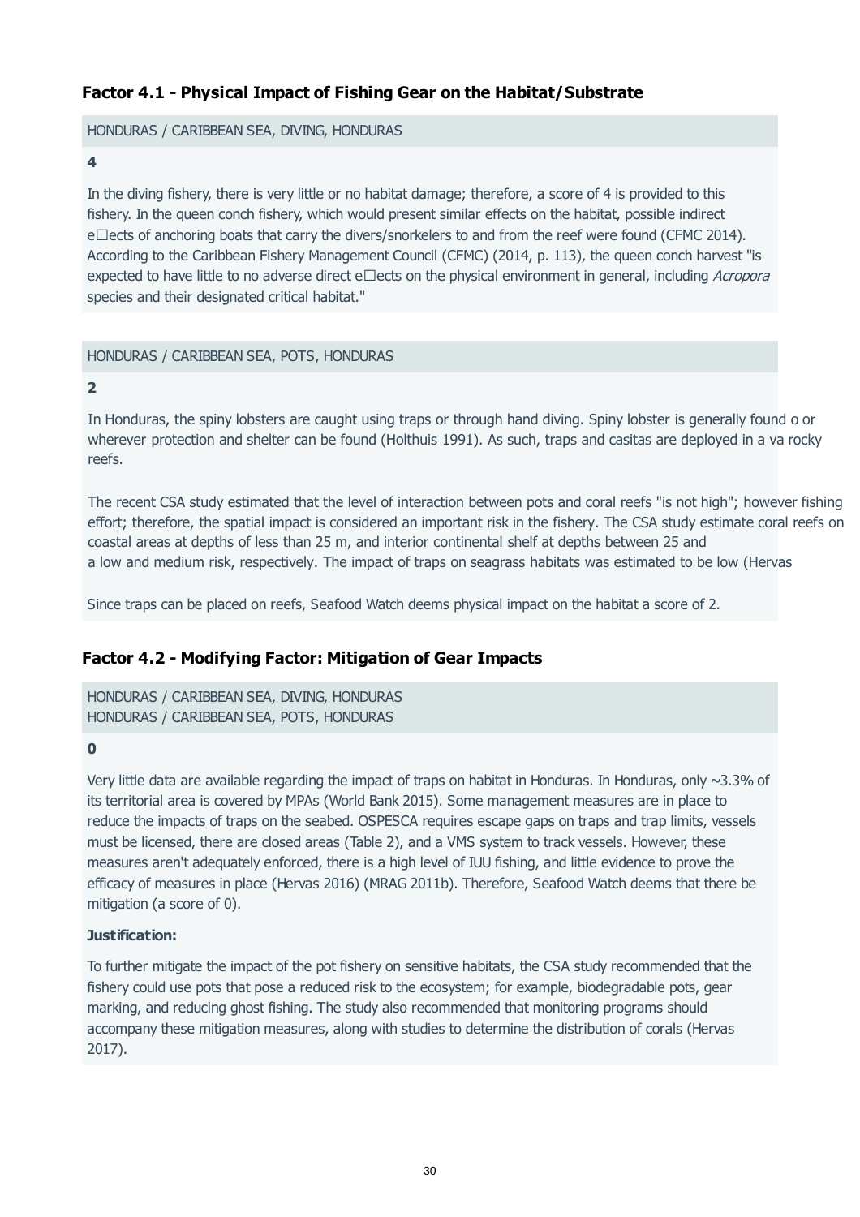### Factor 4.1 - Physical Impact of Fishing Gear on the Habitat/Substrate

HONDURAS / CARIBBEAN SEA, DIVING, HONDURAS

**4**

In the diving fishery, there is very little or no habitat damage; therefore, a score of 4 is provided to this fishery. In the queen conch fishery, which would present similar effects on the habitat, possible indirect e□ects of anchoring boats that carry the divers/snorkelers to and from the reef were found (CFMC 2014). According to the Caribbean Fishery Management Council (CFMC) (2014, p. 113), the queen conch harvest "is expected to have little to no adverse direct e□ects on the physical environment in general, including *Acropora* species and their designated critical habitat."

HONDURAS / CARIBBEAN SEA, POTS, HONDURAS

**2**

In Honduras, the spiny lobsters are caught using traps or through hand diving. Spiny lobster is generally found o or wherever protection and shelter can be found (Holthuis 1991). As such, traps and casitas are deployed in a va rocky reefs.

The recent CSA study estimated that the level of interaction between pots and coral reefs "is not high"; however fishing effort; therefore, the spatial impact is considered an important risk in the fishery. The CSA study estimate coral reefs on coastal areas at depths of less than 25 m, and interior continental shelf at depths between 25 and a low and medium risk, respectively. The impact of traps on seagrass habitats was estimated to be low (Hervas

Since traps can be placed on reefs, Seafood Watch deems physical impact on the habitat a score of 2.

### Factor 4.2 - Modifying Factor: Mitigation of Gear Impacts

HONDURAS / CARIBBEAN SEA, DIVING, HONDURAS
HONDURAS / CARIBBEAN SEA, POTS, HONDURAS

**0**

Very little data are available regarding the impact of traps on habitat in Honduras. In Honduras, only ~3.3% of its territorial area is covered by MPAs (World Bank 2015). Some management measures are in place to reduce the impacts of traps on the seabed. OSPESCA requires escape gaps on traps and trap limits, vessels must be licensed, there are closed areas (Table 2), and a VMS system to track vessels. However, these measures aren't adequately enforced, there is a high level of IUU fishing, and little evidence to prove the efficacy of measures in place (Hervas 2016) (MRAG 2011b). Therefore, Seafood Watch deems that there be mitigation (a score of 0).

**Justification:**

To further mitigate the impact of the pot fishery on sensitive habitats, the CSA study recommended that the fishery could use pots that pose a reduced risk to the ecosystem; for example, biodegradable pots, gear marking, and reducing ghost fishing. The study also recommended that monitoring programs should accompany these mitigation measures, along with studies to determine the distribution of corals (Hervas 2017).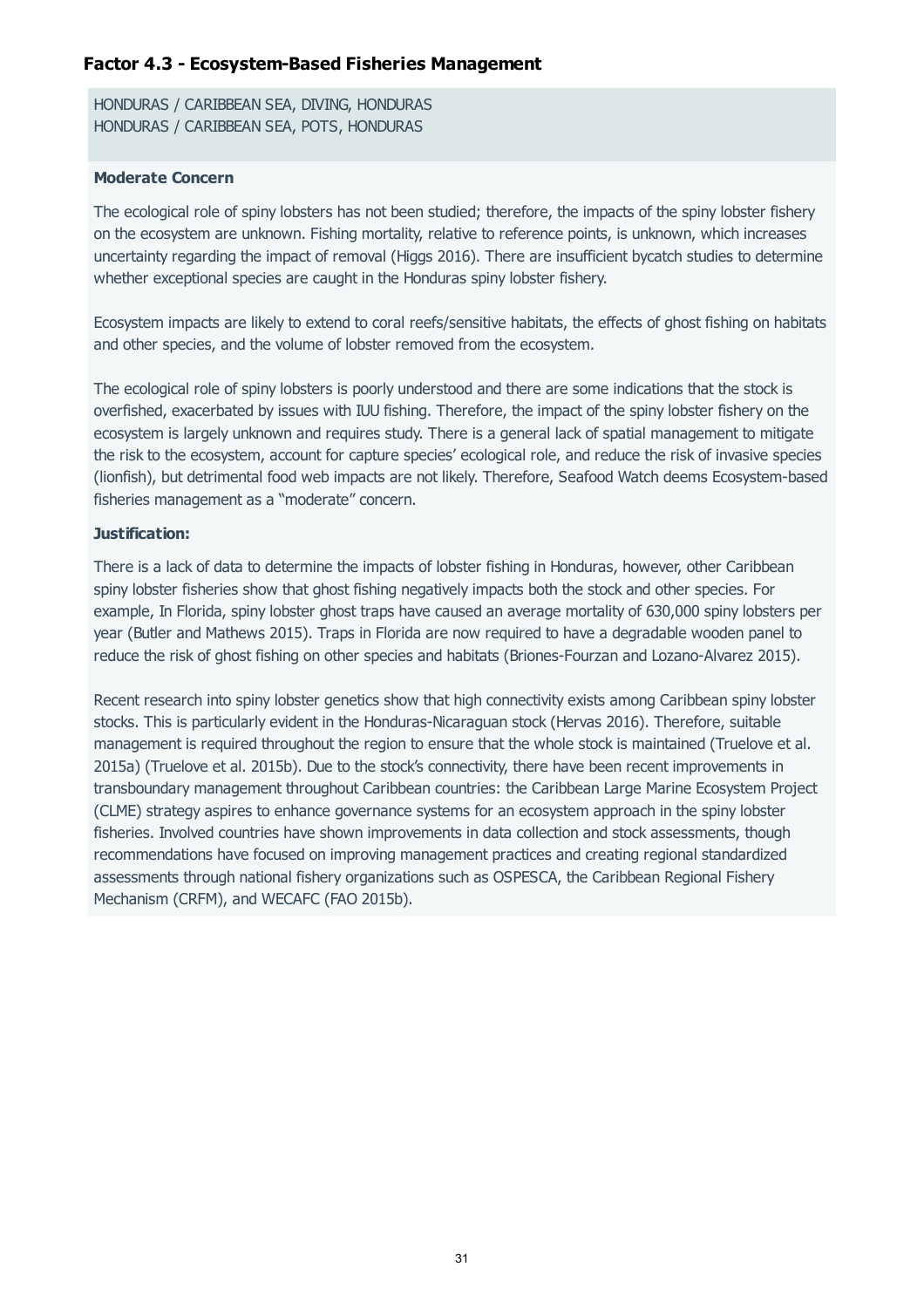### Factor 4.3 - Ecosystem-Based Fisheries Management

HONDURAS / CARIBBEAN SEA, DIVING, HONDURAS
HONDURAS / CARIBBEAN SEA, POTS, HONDURAS

**Moderate Concern**

The ecological role of spiny lobsters has not been studied; therefore, the impacts of the spiny lobster fishery on the ecosystem are unknown. Fishing mortality, relative to reference points, is unknown, which increases uncertainty regarding the impact of removal (Higgs 2016). There are insufficient bycatch studies to determine whether exceptional species are caught in the Honduras spiny lobster fishery.

Ecosystem impacts are likely to extend to coral reefs/sensitive habitats, the effects of ghost fishing on habitats and other species, and the volume of lobster removed from the ecosystem.

The ecological role of spiny lobsters is poorly understood and there are some indications that the stock is overfished, exacerbated by issues with IUU fishing. Therefore, the impact of the spiny lobster fishery on the ecosystem is largely unknown and requires study. There is a general lack of spatial management to mitigate the risk to the ecosystem, account for capture species' ecological role, and reduce the risk of invasive species (lionfish), but detrimental food web impacts are not likely. Therefore, Seafood Watch deems Ecosystem-based fisheries management as a "moderate" concern.

**Justification:**

There is a lack of data to determine the impacts of lobster fishing in Honduras, however, other Caribbean spiny lobster fisheries show that ghost fishing negatively impacts both the stock and other species. For example, In Florida, spiny lobster ghost traps have caused an average mortality of 630,000 spiny lobsters per year (Butler and Mathews 2015). Traps in Florida are now required to have a degradable wooden panel to reduce the risk of ghost fishing on other species and habitats (Briones-Fourzan and Lozano-Alvarez 2015).

Recent research into spiny lobster genetics show that high connectivity exists among Caribbean spiny lobster stocks. This is particularly evident in the Honduras-Nicaraguan stock (Hervas 2016). Therefore, suitable management is required throughout the region to ensure that the whole stock is maintained (Truelove et al. 2015a) (Truelove et al. 2015b). Due to the stock's connectivity, there have been recent improvements in transboundary management throughout Caribbean countries: the Caribbean Large Marine Ecosystem Project (CLME) strategy aspires to enhance governance systems for an ecosystem approach in the spiny lobster fisheries. Involved countries have shown improvements in data collection and stock assessments, though recommendations have focused on improving management practices and creating regional standardized assessments through national fishery organizations such as OSPESCA, the Caribbean Regional Fishery Mechanism (CRFM), and WECAFC (FAO 2015b).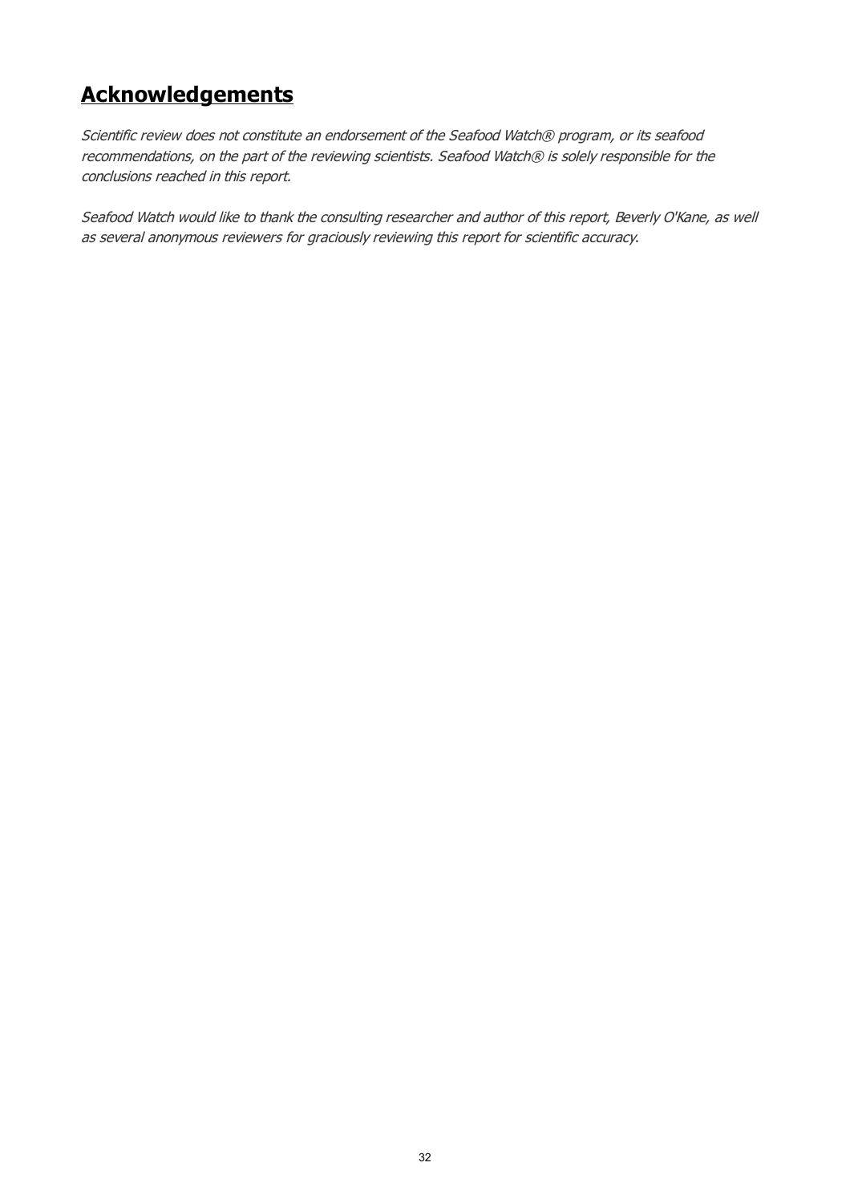# **Acknowledgements**

*Scientific review does not constitute an endorsement of the Seafood Watch® program, or its seafood recommendations, on the part of the reviewing scientists. Seafood Watch® is solely responsible for the conclusions reached in this report.*

*Seafood Watch would like to thank the consulting researcher and author of this report, Beverly O'Kane, as well as several anonymous reviewers for graciously reviewing this report for scientific accuracy.*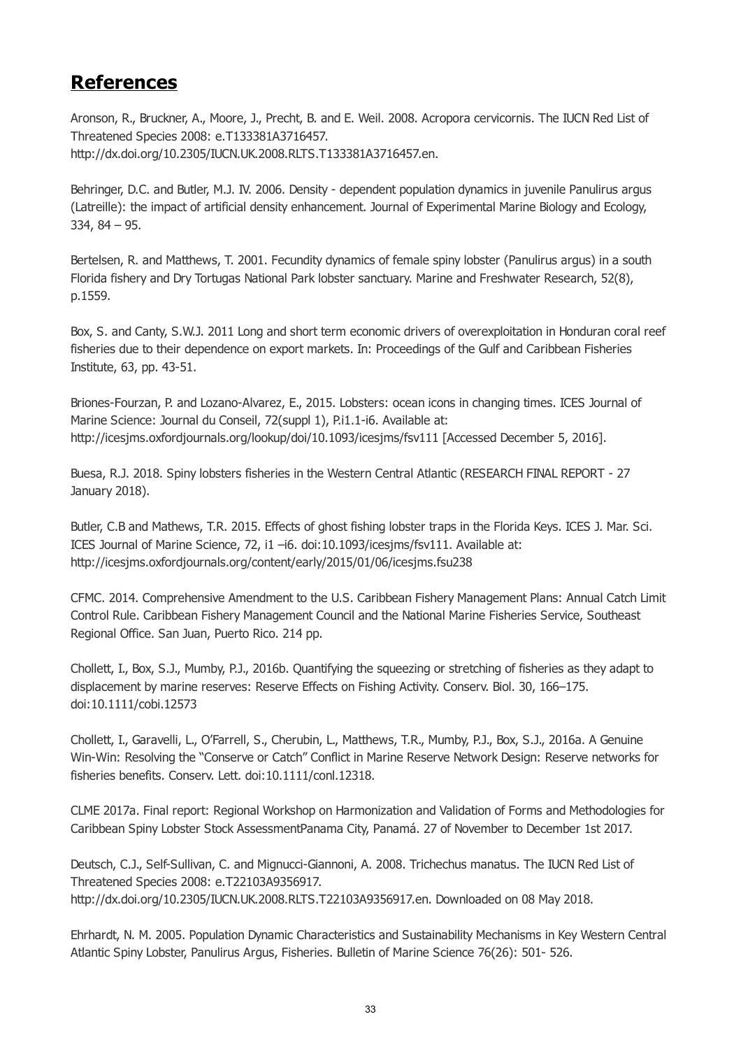## References

Aronson, R., Bruckner, A., Moore, J., Precht, B. and E. Weil. 2008. Acropora cervicornis. The IUCN Red List of Threatened Species 2008: e.T133381A3716457. http://dx.doi.org/10.2305/IUCN.UK.2008.RLTS.T133381A3716457.en.

Behringer, D.C. and Butler, M.J. IV. 2006. Density - dependent population dynamics in juvenile Panulirus argus (Latreille): the impact of artificial density enhancement. Journal of Experimental Marine Biology and Ecology, 334, 84 – 95.

Bertelsen, R. and Matthews, T. 2001. Fecundity dynamics of female spiny lobster (Panulirus argus) in a south Florida fishery and Dry Tortugas National Park lobster sanctuary. Marine and Freshwater Research, 52(8), p.1559.

Box, S. and Canty, S.W.J. 2011 Long and short term economic drivers of overexploitation in Honduran coral reef fisheries due to their dependence on export markets. In: Proceedings of the Gulf and Caribbean Fisheries Institute, 63, pp. 43-51.

Briones-Fourzan, P. and Lozano-Alvarez, E., 2015. Lobsters: ocean icons in changing times. ICES Journal of Marine Science: Journal du Conseil, 72(suppl 1), P.i1.1-i6. Available at: http://icesjms.oxfordjournals.org/lookup/doi/10.1093/icesjms/fsv111 [Accessed December 5, 2016].

Buesa, R.J. 2018. Spiny lobsters fisheries in the Western Central Atlantic (RESEARCH FINAL REPORT - 27 January 2018).

Butler, C.B and Mathews, T.R. 2015. Effects of ghost fishing lobster traps in the Florida Keys. ICES J. Mar. Sci. ICES Journal of Marine Science, 72, i1 –i6. doi:10.1093/icesjms/fsv111. Available at: http://icesjms.oxfordjournals.org/content/early/2015/01/06/icesjms.fsu238

CFMC. 2014. Comprehensive Amendment to the U.S. Caribbean Fishery Management Plans: Annual Catch Limit Control Rule. Caribbean Fishery Management Council and the National Marine Fisheries Service, Southeast Regional Office. San Juan, Puerto Rico. 214 pp.

Chollett, I., Box, S.J., Mumby, P.J., 2016b. Quantifying the squeezing or stretching of fisheries as they adapt to displacement by marine reserves: Reserve Effects on Fishing Activity. Conserv. Biol. 30, 166–175. doi:10.1111/cobi.12573

Chollett, I., Garavelli, L., O'Farrell, S., Cherubin, L., Matthews, T.R., Mumby, P.J., Box, S.J., 2016a. A Genuine Win-Win: Resolving the "Conserve or Catch" Conflict in Marine Reserve Network Design: Reserve networks for fisheries benefits. Conserv. Lett. doi:10.1111/conl.12318.

CLME 2017a. Final report: Regional Workshop on Harmonization and Validation of Forms and Methodologies for Caribbean Spiny Lobster Stock AssessmentPanama City, Panamá. 27 of November to December 1st 2017.

Deutsch, C.J., Self-Sullivan, C. and Mignucci-Giannoni, A. 2008. Trichechus manatus. The IUCN Red List of Threatened Species 2008: e.T22103A9356917. http://dx.doi.org/10.2305/IUCN.UK.2008.RLTS.T22103A9356917.en. Downloaded on 08 May 2018.

Ehrhardt, N. M. 2005. Population Dynamic Characteristics and Sustainability Mechanisms in Key Western Central Atlantic Spiny Lobster, Panulirus Argus, Fisheries. Bulletin of Marine Science 76(26): 501- 526.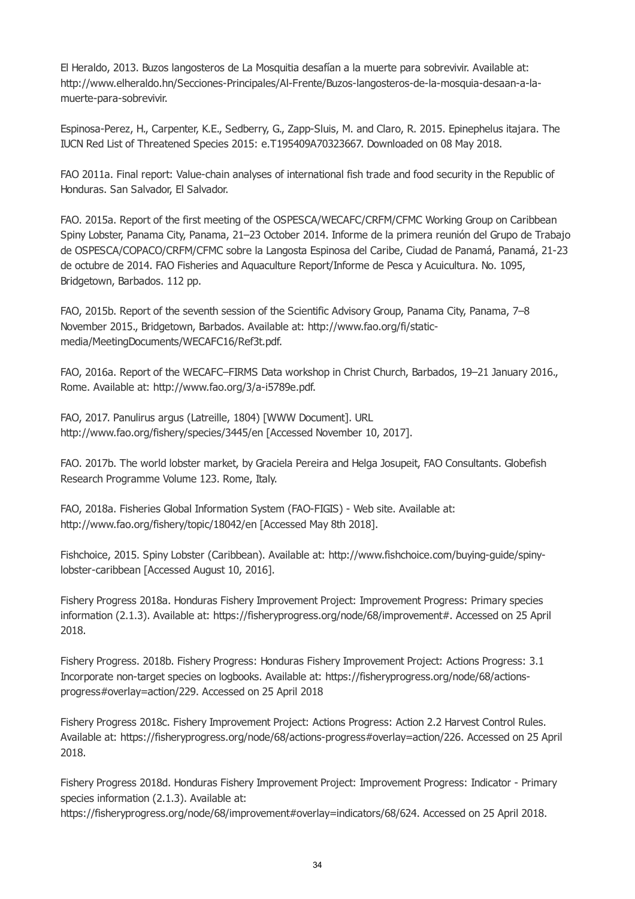El Heraldo, 2013. Buzos langosteros de La Mosquitia desafían a la muerte para sobrevivir. Available at: http://www.elheraldo.hn/Secciones-Principales/Al-Frente/Buzos-langosteros-de-la-mosquia-desaan-a-la-muerte-para-sobrevivir.

Espinosa-Perez, H., Carpenter, K.E., Sedberry, G., Zapp-Sluis, M. and Claro, R. 2015. Epinephelus itajara. The IUCN Red List of Threatened Species 2015: e.T195409A70323667. Downloaded on 08 May 2018.

FAO 2011a. Final report: Value-chain analyses of international fish trade and food security in the Republic of Honduras. San Salvador, El Salvador.

FAO. 2015a. Report of the first meeting of the OSPESCA/WECAFC/CRFM/CFMC Working Group on Caribbean Spiny Lobster, Panama City, Panama, 21–23 October 2014. Informe de la primera reunión del Grupo de Trabajo de OSPESCA/COPACO/CRFM/CFMC sobre la Langosta Espinosa del Caribe, Ciudad de Panamá, Panamá, 21-23 de octubre de 2014. FAO Fisheries and Aquaculture Report/Informe de Pesca y Acuicultura. No. 1095, Bridgetown, Barbados. 112 pp.

FAO, 2015b. Report of the seventh session of the Scientific Advisory Group, Panama City, Panama, 7–8 November 2015., Bridgetown, Barbados. Available at: http://www.fao.org/fi/static-media/MeetingDocuments/WECAFC16/Ref3t.pdf.

FAO, 2016a. Report of the WECAFC–FIRMS Data workshop in Christ Church, Barbados, 19–21 January 2016., Rome. Available at: http://www.fao.org/3/a-i5789e.pdf.

FAO, 2017. Panulirus argus (Latreille, 1804) [WWW Document]. URL http://www.fao.org/fishery/species/3445/en [Accessed November 10, 2017].

FAO. 2017b. The world lobster market, by Graciela Pereira and Helga Josupeit, FAO Consultants. Globefish Research Programme Volume 123. Rome, Italy.

FAO, 2018a. Fisheries Global Information System (FAO-FIGIS) - Web site. Available at: http://www.fao.org/fishery/topic/18042/en [Accessed May 8th 2018].

Fishchoice, 2015. Spiny Lobster (Caribbean). Available at: http://www.fishchoice.com/buying-guide/spiny-lobster-caribbean [Accessed August 10, 2016].

Fishery Progress 2018a. Honduras Fishery Improvement Project: Improvement Progress: Primary species information (2.1.3). Available at: https://fisheryprogress.org/node/68/improvement#. Accessed on 25 April 2018.

Fishery Progress. 2018b. Fishery Progress: Honduras Fishery Improvement Project: Actions Progress: 3.1 Incorporate non-target species on logbooks. Available at: https://fisheryprogress.org/node/68/actions-progress#overlay=action/229. Accessed on 25 April 2018

Fishery Progress 2018c. Fishery Improvement Project: Actions Progress: Action 2.2 Harvest Control Rules. Available at: https://fisheryprogress.org/node/68/actions-progress#overlay=action/226. Accessed on 25 April 2018.

Fishery Progress 2018d. Honduras Fishery Improvement Project: Improvement Progress: Indicator - Primary species information (2.1.3). Available at: https://fisheryprogress.org/node/68/improvement#overlay=indicators/68/624. Accessed on 25 April 2018.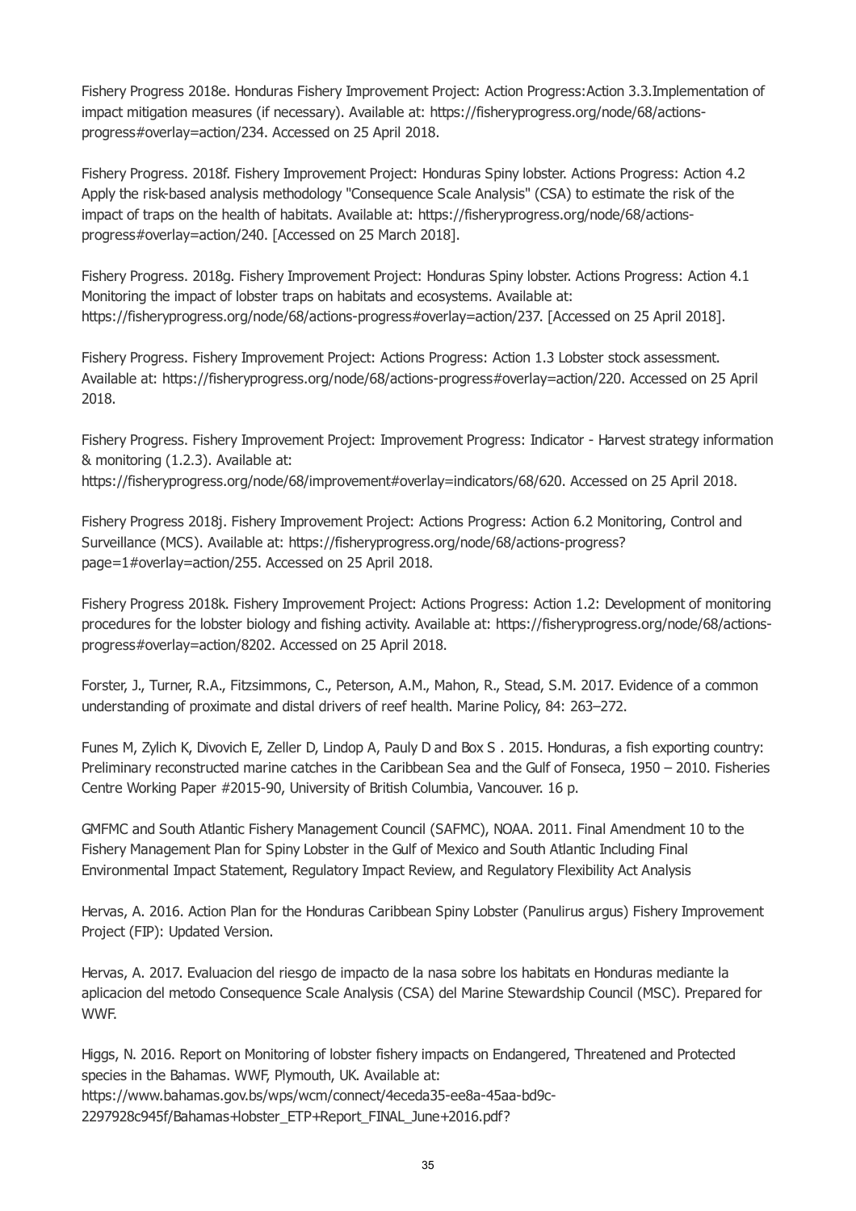Fishery Progress 2018e. Honduras Fishery Improvement Project: Action Progress:Action 3.3.Implementation of impact mitigation measures (if necessary). Available at: https://fisheryprogress.org/node/68/actions-progress#overlay=action/234. Accessed on 25 April 2018.

Fishery Progress. 2018f. Fishery Improvement Project: Honduras Spiny lobster. Actions Progress: Action 4.2 Apply the risk-based analysis methodology "Consequence Scale Analysis" (CSA) to estimate the risk of the impact of traps on the health of habitats. Available at: https://fisheryprogress.org/node/68/actions-progress#overlay=action/240. [Accessed on 25 March 2018].

Fishery Progress. 2018g. Fishery Improvement Project: Honduras Spiny lobster. Actions Progress: Action 4.1 Monitoring the impact of lobster traps on habitats and ecosystems. Available at: https://fisheryprogress.org/node/68/actions-progress#overlay=action/237. [Accessed on 25 April 2018].

Fishery Progress. Fishery Improvement Project: Actions Progress: Action 1.3 Lobster stock assessment. Available at: https://fisheryprogress.org/node/68/actions-progress#overlay=action/220. Accessed on 25 April 2018.

Fishery Progress. Fishery Improvement Project: Improvement Progress: Indicator - Harvest strategy information & monitoring (1.2.3). Available at: https://fisheryprogress.org/node/68/improvement#overlay=indicators/68/620. Accessed on 25 April 2018.

Fishery Progress 2018j. Fishery Improvement Project: Actions Progress: Action 6.2 Monitoring, Control and Surveillance (MCS). Available at: https://fisheryprogress.org/node/68/actions-progress?page=1#overlay=action/255. Accessed on 25 April 2018.

Fishery Progress 2018k. Fishery Improvement Project: Actions Progress: Action 1.2: Development of monitoring procedures for the lobster biology and fishing activity. Available at: https://fisheryprogress.org/node/68/actions-progress#overlay=action/8202. Accessed on 25 April 2018.

Forster, J., Turner, R.A., Fitzsimmons, C., Peterson, A.M., Mahon, R., Stead, S.M. 2017. Evidence of a common understanding of proximate and distal drivers of reef health. Marine Policy, 84: 263–272.

Funes M, Zylich K, Divovich E, Zeller D, Lindop A, Pauly D and Box S . 2015. Honduras, a fish exporting country: Preliminary reconstructed marine catches in the Caribbean Sea and the Gulf of Fonseca, 1950 – 2010. Fisheries Centre Working Paper #2015-90, University of British Columbia, Vancouver. 16 p.

GMFMC and South Atlantic Fishery Management Council (SAFMC), NOAA. 2011. Final Amendment 10 to the Fishery Management Plan for Spiny Lobster in the Gulf of Mexico and South Atlantic Including Final Environmental Impact Statement, Regulatory Impact Review, and Regulatory Flexibility Act Analysis

Hervas, A. 2016. Action Plan for the Honduras Caribbean Spiny Lobster (Panulirus argus) Fishery Improvement Project (FIP): Updated Version.

Hervas, A. 2017. Evaluacion del riesgo de impacto de la nasa sobre los habitats en Honduras mediante la aplicacion del metodo Consequence Scale Analysis (CSA) del Marine Stewardship Council (MSC). Prepared for WWF.

Higgs, N. 2016. Report on Monitoring of lobster fishery impacts on Endangered, Threatened and Protected species in the Bahamas. WWF, Plymouth, UK. Available at: https://www.bahamas.gov.bs/wps/wcm/connect/4eceda35-ee8a-45aa-bd9c-2297928c945f/Bahamas+lobster_ETP+Report_FINAL_June+2016.pdf?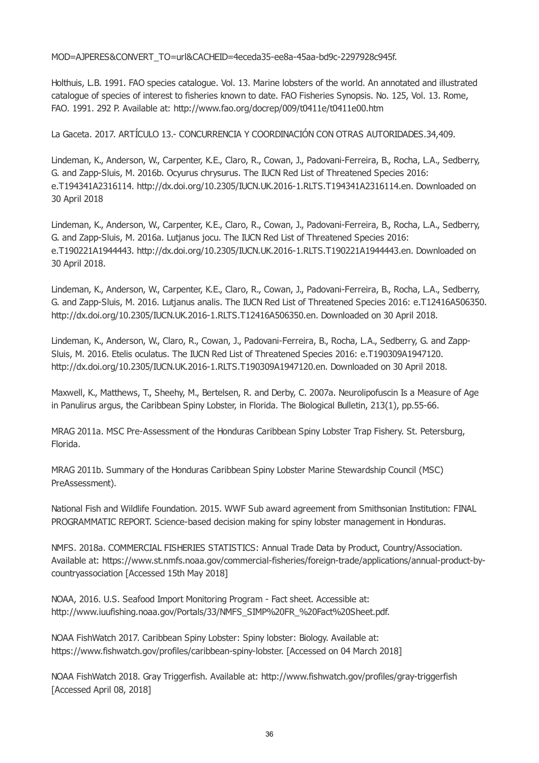MOD=AJPERES&CONVERT_TO=url&CACHEID=4eceda35-ee8a-45aa-bd9c-2297928c945f.

Holthuis, L.B. 1991. FAO species catalogue. Vol. 13. Marine lobsters of the world. An annotated and illustrated catalogue of species of interest to fisheries known to date. FAO Fisheries Synopsis. No. 125, Vol. 13. Rome, FAO. 1991. 292 P. Available at: http://www.fao.org/docrep/009/t0411e/t0411e00.htm

La Gaceta. 2017. ARTÍCULO 13.- CONCURRENCIA Y COORDINACIÓN CON OTRAS AUTORIDADES.34,409.

Lindeman, K., Anderson, W., Carpenter, K.E., Claro, R., Cowan, J., Padovani-Ferreira, B., Rocha, L.A., Sedberry, G. and Zapp-Sluis, M. 2016b. Ocyurus chrysurus. The IUCN Red List of Threatened Species 2016: e.T194341A2316114. http://dx.doi.org/10.2305/IUCN.UK.2016-1.RLTS.T194341A2316114.en. Downloaded on 30 April 2018

Lindeman, K., Anderson, W., Carpenter, K.E., Claro, R., Cowan, J., Padovani-Ferreira, B., Rocha, L.A., Sedberry, G. and Zapp-Sluis, M. 2016a. Lutjanus jocu. The IUCN Red List of Threatened Species 2016: e.T190221A1944443. http://dx.doi.org/10.2305/IUCN.UK.2016-1.RLTS.T190221A1944443.en. Downloaded on 30 April 2018.

Lindeman, K., Anderson, W., Carpenter, K.E., Claro, R., Cowan, J., Padovani-Ferreira, B., Rocha, L.A., Sedberry, G. and Zapp-Sluis, M. 2016. Lutjanus analis. The IUCN Red List of Threatened Species 2016: e.T12416A506350. http://dx.doi.org/10.2305/IUCN.UK.2016-1.RLTS.T12416A506350.en. Downloaded on 30 April 2018.

Lindeman, K., Anderson, W., Claro, R., Cowan, J., Padovani-Ferreira, B., Rocha, L.A., Sedberry, G. and Zapp-Sluis, M. 2016. Etelis oculatus. The IUCN Red List of Threatened Species 2016: e.T190309A1947120. http://dx.doi.org/10.2305/IUCN.UK.2016-1.RLTS.T190309A1947120.en. Downloaded on 30 April 2018.

Maxwell, K., Matthews, T., Sheehy, M., Bertelsen, R. and Derby, C. 2007a. Neurolipofuscin Is a Measure of Age in Panulirus argus, the Caribbean Spiny Lobster, in Florida. The Biological Bulletin, 213(1), pp.55-66.

MRAG 2011a. MSC Pre-Assessment of the Honduras Caribbean Spiny Lobster Trap Fishery. St. Petersburg, Florida.

MRAG 2011b. Summary of the Honduras Caribbean Spiny Lobster Marine Stewardship Council (MSC) PreAssessment).

National Fish and Wildlife Foundation. 2015. WWF Sub award agreement from Smithsonian Institution: FINAL PROGRAMMATIC REPORT. Science-based decision making for spiny lobster management in Honduras.

NMFS. 2018a. COMMERCIAL FISHERIES STATISTICS: Annual Trade Data by Product, Country/Association. Available at: https://www.st.nmfs.noaa.gov/commercial-fisheries/foreign-trade/applications/annual-product-by-countryassociation [Accessed 15th May 2018]

NOAA, 2016. U.S. Seafood Import Monitoring Program - Fact sheet. Accessible at: http://www.iuufishing.noaa.gov/Portals/33/NMFS_SIMP%20FR_%20Fact%20Sheet.pdf.

NOAA FishWatch 2017. Caribbean Spiny Lobster: Spiny lobster: Biology. Available at: https://www.fishwatch.gov/profiles/caribbean-spiny-lobster. [Accessed on 04 March 2018]

NOAA FishWatch 2018. Gray Triggerfish. Available at: http://www.fishwatch.gov/profiles/gray-triggerfish [Accessed April 08, 2018]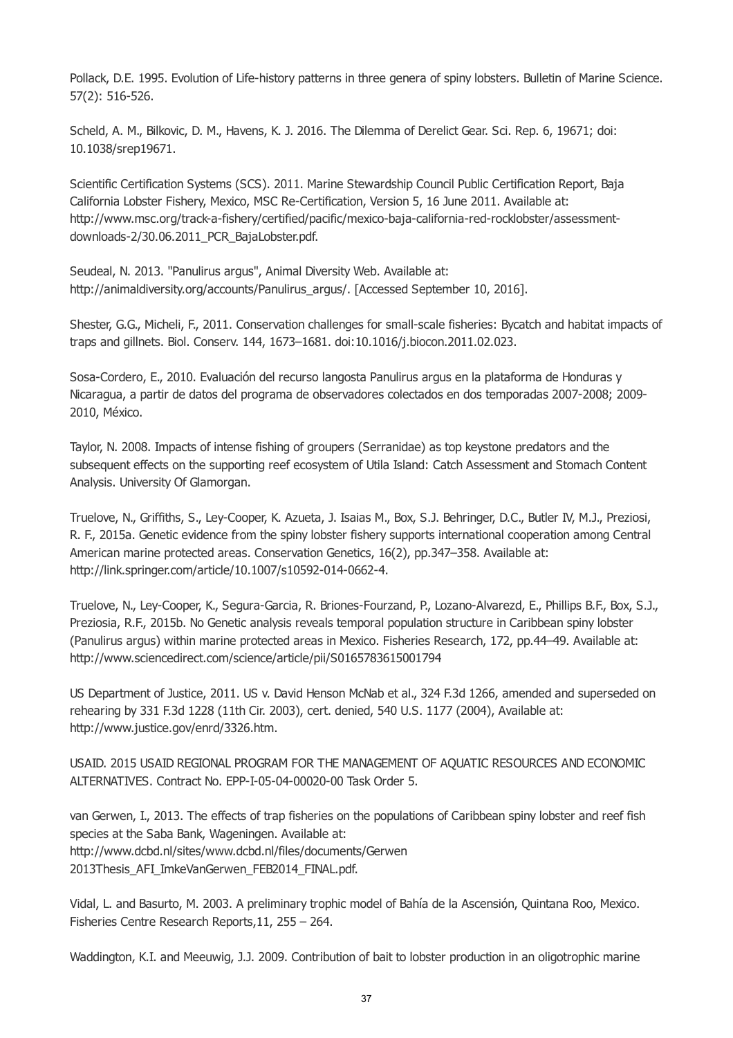Pollack, D.E. 1995. Evolution of Life-history patterns in three genera of spiny lobsters. Bulletin of Marine Science. 57(2): 516-526.

Scheld, A. M., Bilkovic, D. M., Havens, K. J. 2016. The Dilemma of Derelict Gear. Sci. Rep. 6, 19671; doi: 10.1038/srep19671.

Scientific Certification Systems (SCS). 2011. Marine Stewardship Council Public Certification Report, Baja California Lobster Fishery, Mexico, MSC Re-Certification, Version 5, 16 June 2011. Available at: http://www.msc.org/track-a-fishery/certified/pacific/mexico-baja-california-red-rocklobster/assessment-downloads-2/30.06.2011_PCR_BajaLobster.pdf.

Seudeal, N. 2013. "Panulirus argus", Animal Diversity Web. Available at: http://animaldiversity.org/accounts/Panulirus_argus/. [Accessed September 10, 2016].

Shester, G.G., Micheli, F., 2011. Conservation challenges for small-scale fisheries: Bycatch and habitat impacts of traps and gillnets. Biol. Conserv. 144, 1673–1681. doi:10.1016/j.biocon.2011.02.023.

Sosa-Cordero, E., 2010. Evaluación del recurso langosta Panulirus argus en la plataforma de Honduras y Nicaragua, a partir de datos del programa de observadores colectados en dos temporadas 2007-2008; 2009-2010, México.

Taylor, N. 2008. Impacts of intense fishing of groupers (Serranidae) as top keystone predators and the subsequent effects on the supporting reef ecosystem of Utila Island: Catch Assessment and Stomach Content Analysis. University Of Glamorgan.

Truelove, N., Griffiths, S., Ley-Cooper, K. Azueta, J. Isaias M., Box, S.J. Behringer, D.C., Butler IV, M.J., Preziosi, R. F., 2015a. Genetic evidence from the spiny lobster fishery supports international cooperation among Central American marine protected areas. Conservation Genetics, 16(2), pp.347–358. Available at: http://link.springer.com/article/10.1007/s10592-014-0662-4.

Truelove, N., Ley-Cooper, K., Segura-Garcia, R. Briones-Fourzand, P., Lozano-Alvarezd, E., Phillips B.F., Box, S.J., Preziosia, R.F., 2015b. No Genetic analysis reveals temporal population structure in Caribbean spiny lobster (Panulirus argus) within marine protected areas in Mexico. Fisheries Research, 172, pp.44–49. Available at: http://www.sciencedirect.com/science/article/pii/S0165783615001794

US Department of Justice, 2011. US v. David Henson McNab et al., 324 F.3d 1266, amended and superseded on rehearing by 331 F.3d 1228 (11th Cir. 2003), cert. denied, 540 U.S. 1177 (2004), Available at: http://www.justice.gov/enrd/3326.htm.

USAID. 2015 USAID REGIONAL PROGRAM FOR THE MANAGEMENT OF AQUATIC RESOURCES AND ECONOMIC ALTERNATIVES. Contract No. EPP-I-05-04-00020-00 Task Order 5.

van Gerwen, I., 2013. The effects of trap fisheries on the populations of Caribbean spiny lobster and reef fish species at the Saba Bank, Wageningen. Available at: http://www.dcbd.nl/sites/www.dcbd.nl/files/documents/Gerwen 2013Thesis_AFI_ImkeVanGerwen_FEB2014_FINAL.pdf.

Vidal, L. and Basurto, M. 2003. A preliminary trophic model of Bahía de la Ascensión, Quintana Roo, Mexico. Fisheries Centre Research Reports,11, 255 – 264.

Waddington, K.I. and Meeuwig, J.J. 2009. Contribution of bait to lobster production in an oligotrophic marine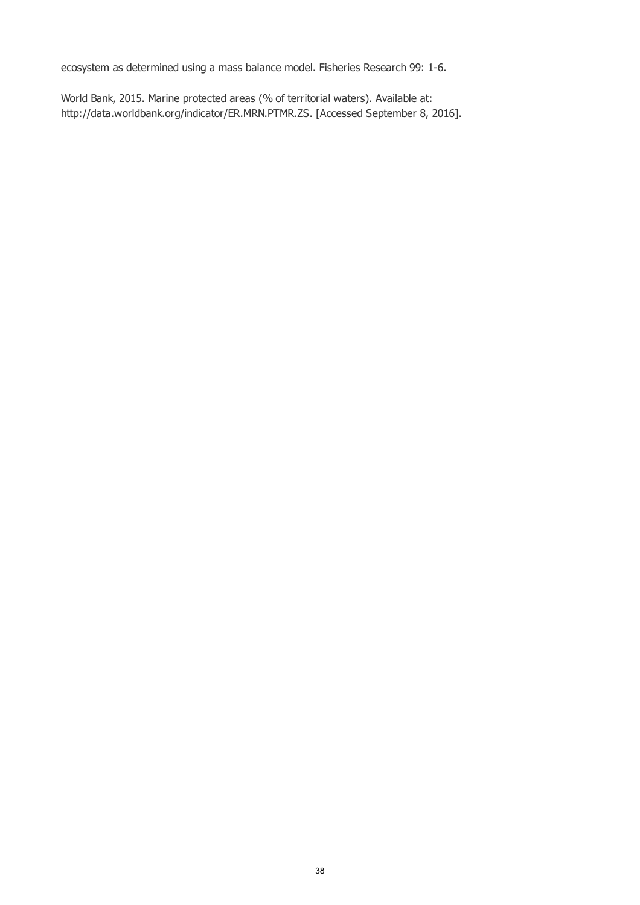ecosystem as determined using a mass balance model. Fisheries Research 99: 1-6.

World Bank, 2015. Marine protected areas (% of territorial waters). Available at: http://data.worldbank.org/indicator/ER.MRN.PTMR.ZS. [Accessed September 8, 2016].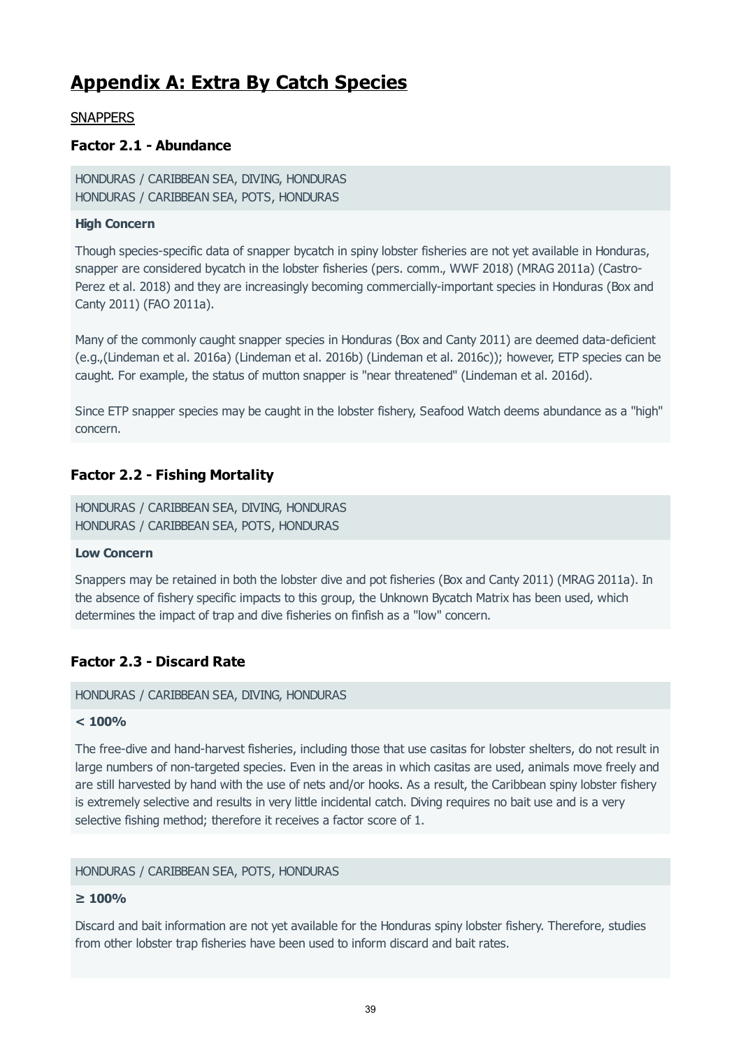# Appendix A: Extra By Catch Species

SNAPPERS

### Factor 2.1 - Abundance

HONDURAS / CARIBBEAN SEA, DIVING, HONDURAS
HONDURAS / CARIBBEAN SEA, POTS, HONDURAS

**High Concern**

Though species-specific data of snapper bycatch in spiny lobster fisheries are not yet available in Honduras, snapper are considered bycatch in the lobster fisheries (pers. comm., WWF 2018) (MRAG 2011a) (Castro-Perez et al. 2018) and they are increasingly becoming commercially-important species in Honduras (Box and Canty 2011) (FAO 2011a).

Many of the commonly caught snapper species in Honduras (Box and Canty 2011) are deemed data-deficient (e.g.,(Lindeman et al. 2016a) (Lindeman et al. 2016b) (Lindeman et al. 2016c)); however, ETP species can be caught. For example, the status of mutton snapper is "near threatened" (Lindeman et al. 2016d).

Since ETP snapper species may be caught in the lobster fishery, Seafood Watch deems abundance as a "high" concern.

### Factor 2.2 - Fishing Mortality

HONDURAS / CARIBBEAN SEA, DIVING, HONDURAS
HONDURAS / CARIBBEAN SEA, POTS, HONDURAS

**Low Concern**

Snappers may be retained in both the lobster dive and pot fisheries (Box and Canty 2011) (MRAG 2011a). In the absence of fishery specific impacts to this group, the Unknown Bycatch Matrix has been used, which determines the impact of trap and dive fisheries on finfish as a "low" concern.

### Factor 2.3 - Discard Rate

HONDURAS / CARIBBEAN SEA, DIVING, HONDURAS

**< 100%**

The free-dive and hand-harvest fisheries, including those that use casitas for lobster shelters, do not result in large numbers of non-targeted species. Even in the areas in which casitas are used, animals move freely and are still harvested by hand with the use of nets and/or hooks. As a result, the Caribbean spiny lobster fishery is extremely selective and results in very little incidental catch. Diving requires no bait use and is a very selective fishing method; therefore it receives a factor score of 1.

HONDURAS / CARIBBEAN SEA, POTS, HONDURAS

**≥ 100%**

Discard and bait information are not yet available for the Honduras spiny lobster fishery. Therefore, studies from other lobster trap fisheries have been used to inform discard and bait rates.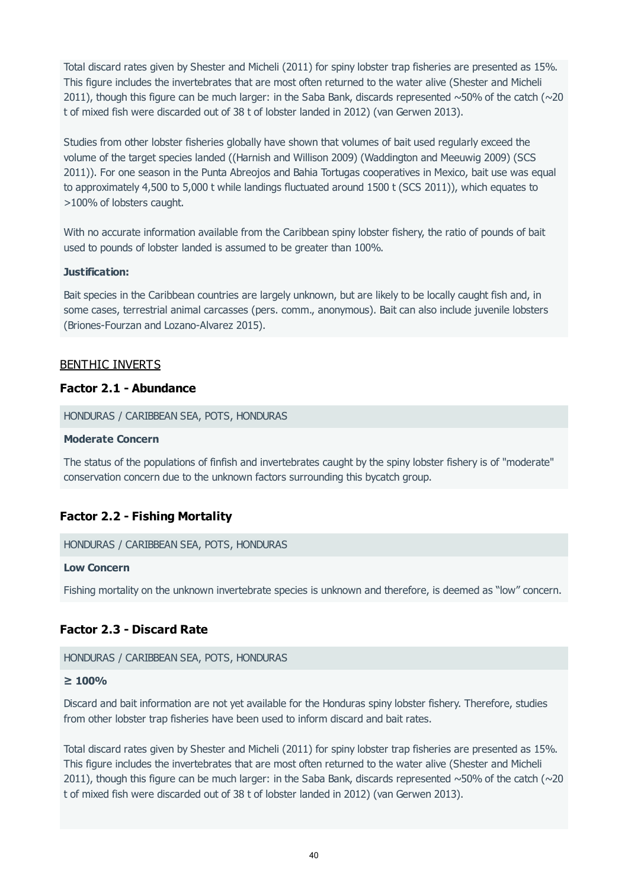Total discard rates given by Shester and Micheli (2011) for spiny lobster trap fisheries are presented as 15%. This figure includes the invertebrates that are most often returned to the water alive (Shester and Micheli 2011), though this figure can be much larger: in the Saba Bank, discards represented ~50% of the catch (~20 t of mixed fish were discarded out of 38 t of lobster landed in 2012) (van Gerwen 2013).

Studies from other lobster fisheries globally have shown that volumes of bait used regularly exceed the volume of the target species landed ((Harnish and Willison 2009) (Waddington and Meeuwig 2009) (SCS 2011)). For one season in the Punta Abreojos and Bahia Tortugas cooperatives in Mexico, bait use was equal to approximately 4,500 to 5,000 t while landings fluctuated around 1500 t (SCS 2011)), which equates to >100% of lobsters caught.

With no accurate information available from the Caribbean spiny lobster fishery, the ratio of pounds of bait used to pounds of lobster landed is assumed to be greater than 100%.

**Justification:**

Bait species in the Caribbean countries are largely unknown, but are likely to be locally caught fish and, in some cases, terrestrial animal carcasses (pers. comm., anonymous). Bait can also include juvenile lobsters (Briones-Fourzan and Lozano-Alvarez 2015).

BENTHIC INVERTS

### Factor 2.1 - Abundance

HONDURAS / CARIBBEAN SEA, POTS, HONDURAS

**Moderate Concern**

The status of the populations of finfish and invertebrates caught by the spiny lobster fishery is of "moderate" conservation concern due to the unknown factors surrounding this bycatch group.

### Factor 2.2 - Fishing Mortality

HONDURAS / CARIBBEAN SEA, POTS, HONDURAS

**Low Concern**

Fishing mortality on the unknown invertebrate species is unknown and therefore, is deemed as "low" concern.

### Factor 2.3 - Discard Rate

HONDURAS / CARIBBEAN SEA, POTS, HONDURAS

**≥ 100%**

Discard and bait information are not yet available for the Honduras spiny lobster fishery. Therefore, studies from other lobster trap fisheries have been used to inform discard and bait rates.

Total discard rates given by Shester and Micheli (2011) for spiny lobster trap fisheries are presented as 15%. This figure includes the invertebrates that are most often returned to the water alive (Shester and Micheli 2011), though this figure can be much larger: in the Saba Bank, discards represented ~50% of the catch (~20 t of mixed fish were discarded out of 38 t of lobster landed in 2012) (van Gerwen 2013).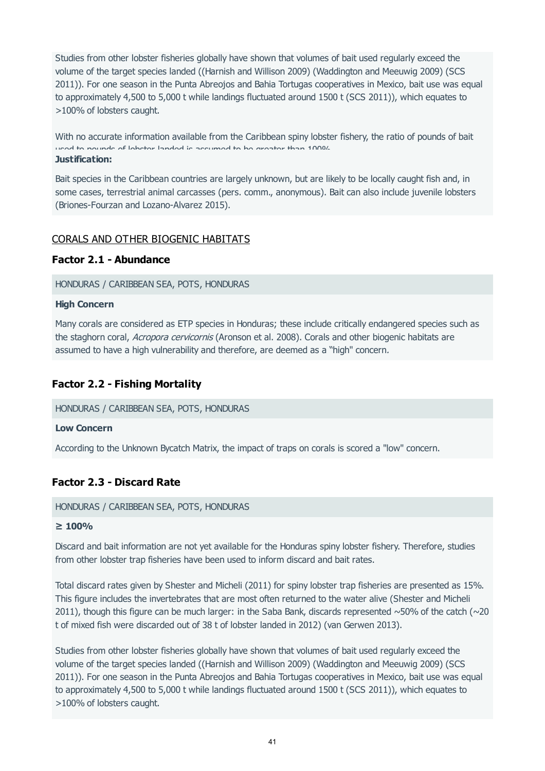Studies from other lobster fisheries globally have shown that volumes of bait used regularly exceed the volume of the target species landed ((Harnish and Willison 2009) (Waddington and Meeuwig 2009) (SCS 2011)). For one season in the Punta Abreojos and Bahia Tortugas cooperatives in Mexico, bait use was equal to approximately 4,500 to 5,000 t while landings fluctuated around 1500 t (SCS 2011)), which equates to >100% of lobsters caught.

With no accurate information available from the Caribbean spiny lobster fishery, the ratio of pounds of bait used to pounds of lobster landed is assumed to be greater than 100%.

**Justification:**

Bait species in the Caribbean countries are largely unknown, but are likely to be locally caught fish and, in some cases, terrestrial animal carcasses (pers. comm., anonymous). Bait can also include juvenile lobsters (Briones-Fourzan and Lozano-Alvarez 2015).

## CORALS AND OTHER BIOGENIC HABITATS

### Factor 2.1 - Abundance

HONDURAS / CARIBBEAN SEA, POTS, HONDURAS

**High Concern**

Many corals are considered as ETP species in Honduras; these include critically endangered species such as the staghorn coral, *Acropora cervicornis* (Aronson et al. 2008). Corals and other biogenic habitats are assumed to have a high vulnerability and therefore, are deemed as a "high" concern.

### Factor 2.2 - Fishing Mortality

HONDURAS / CARIBBEAN SEA, POTS, HONDURAS

**Low Concern**

According to the Unknown Bycatch Matrix, the impact of traps on corals is scored a "low" concern.

### Factor 2.3 - Discard Rate

HONDURAS / CARIBBEAN SEA, POTS, HONDURAS

**≥ 100%**

Discard and bait information are not yet available for the Honduras spiny lobster fishery. Therefore, studies from other lobster trap fisheries have been used to inform discard and bait rates.

Total discard rates given by Shester and Micheli (2011) for spiny lobster trap fisheries are presented as 15%. This figure includes the invertebrates that are most often returned to the water alive (Shester and Micheli 2011), though this figure can be much larger: in the Saba Bank, discards represented ~50% of the catch (~20 t of mixed fish were discarded out of 38 t of lobster landed in 2012) (van Gerwen 2013).

Studies from other lobster fisheries globally have shown that volumes of bait used regularly exceed the volume of the target species landed ((Harnish and Willison 2009) (Waddington and Meeuwig 2009) (SCS 2011)). For one season in the Punta Abreojos and Bahia Tortugas cooperatives in Mexico, bait use was equal to approximately 4,500 to 5,000 t while landings fluctuated around 1500 t (SCS 2011)), which equates to >100% of lobsters caught.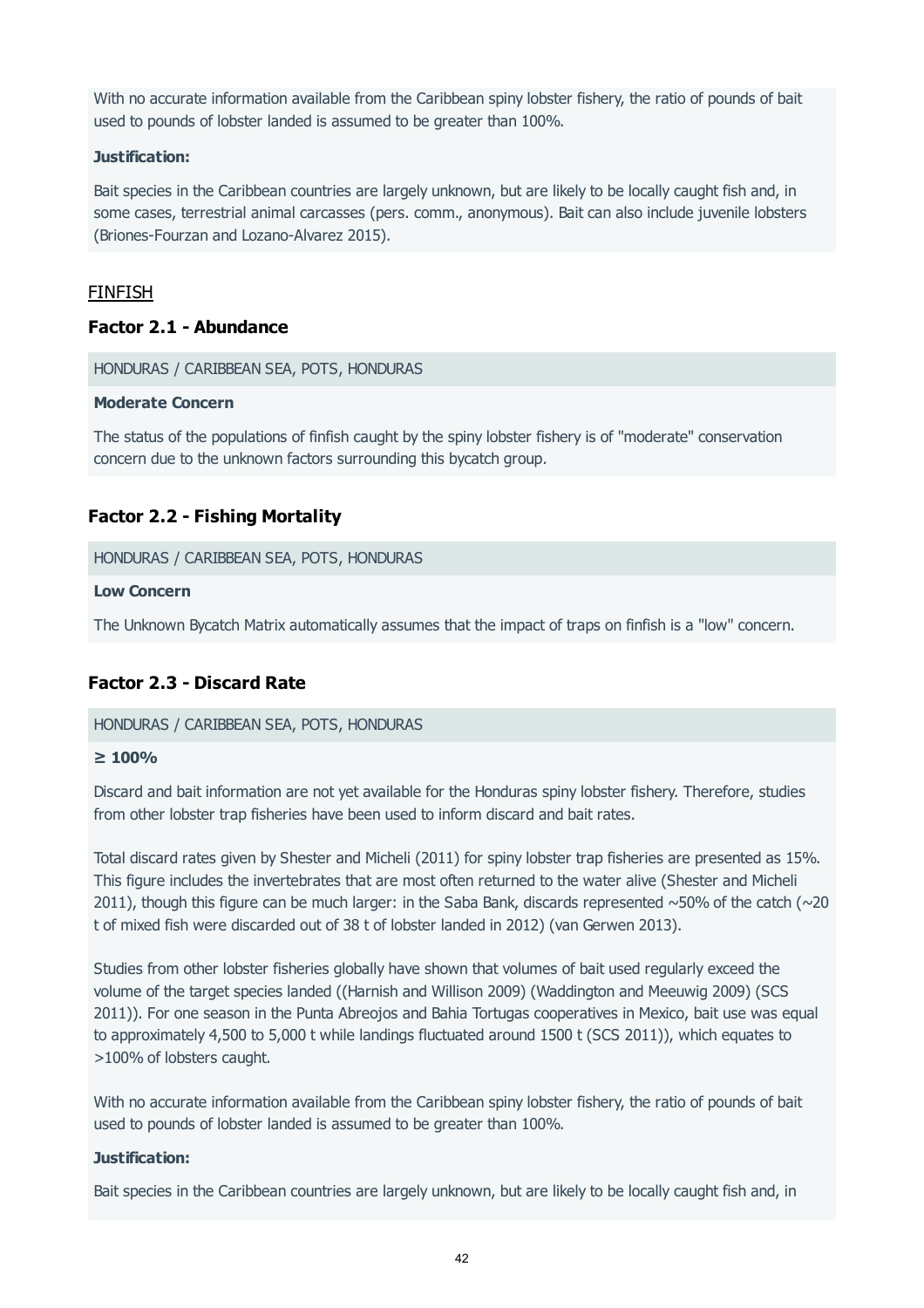With no accurate information available from the Caribbean spiny lobster fishery, the ratio of pounds of bait used to pounds of lobster landed is assumed to be greater than 100%.

**Justification:**

Bait species in the Caribbean countries are largely unknown, but are likely to be locally caught fish and, in some cases, terrestrial animal carcasses (pers. comm., anonymous). Bait can also include juvenile lobsters (Briones-Fourzan and Lozano-Alvarez 2015).

<u>FINFISH</u>

### Factor 2.1 - Abundance

HONDURAS / CARIBBEAN SEA, POTS, HONDURAS

**Moderate Concern**

The status of the populations of finfish caught by the spiny lobster fishery is of "moderate" conservation concern due to the unknown factors surrounding this bycatch group.

### Factor 2.2 - Fishing Mortality

HONDURAS / CARIBBEAN SEA, POTS, HONDURAS

**Low Concern**

The Unknown Bycatch Matrix automatically assumes that the impact of traps on finfish is a "low" concern.

### Factor 2.3 - Discard Rate

HONDURAS / CARIBBEAN SEA, POTS, HONDURAS

**≥ 100%**

Discard and bait information are not yet available for the Honduras spiny lobster fishery. Therefore, studies from other lobster trap fisheries have been used to inform discard and bait rates.

Total discard rates given by Shester and Micheli (2011) for spiny lobster trap fisheries are presented as 15%. This figure includes the invertebrates that are most often returned to the water alive (Shester and Micheli 2011), though this figure can be much larger: in the Saba Bank, discards represented ~50% of the catch (~20 t of mixed fish were discarded out of 38 t of lobster landed in 2012) (van Gerwen 2013).

Studies from other lobster fisheries globally have shown that volumes of bait used regularly exceed the volume of the target species landed ((Harnish and Willison 2009) (Waddington and Meeuwig 2009) (SCS 2011)). For one season in the Punta Abreojos and Bahia Tortugas cooperatives in Mexico, bait use was equal to approximately 4,500 to 5,000 t while landings fluctuated around 1500 t (SCS 2011)), which equates to >100% of lobsters caught.

With no accurate information available from the Caribbean spiny lobster fishery, the ratio of pounds of bait used to pounds of lobster landed is assumed to be greater than 100%.

**Justification:**

Bait species in the Caribbean countries are largely unknown, but are likely to be locally caught fish and, in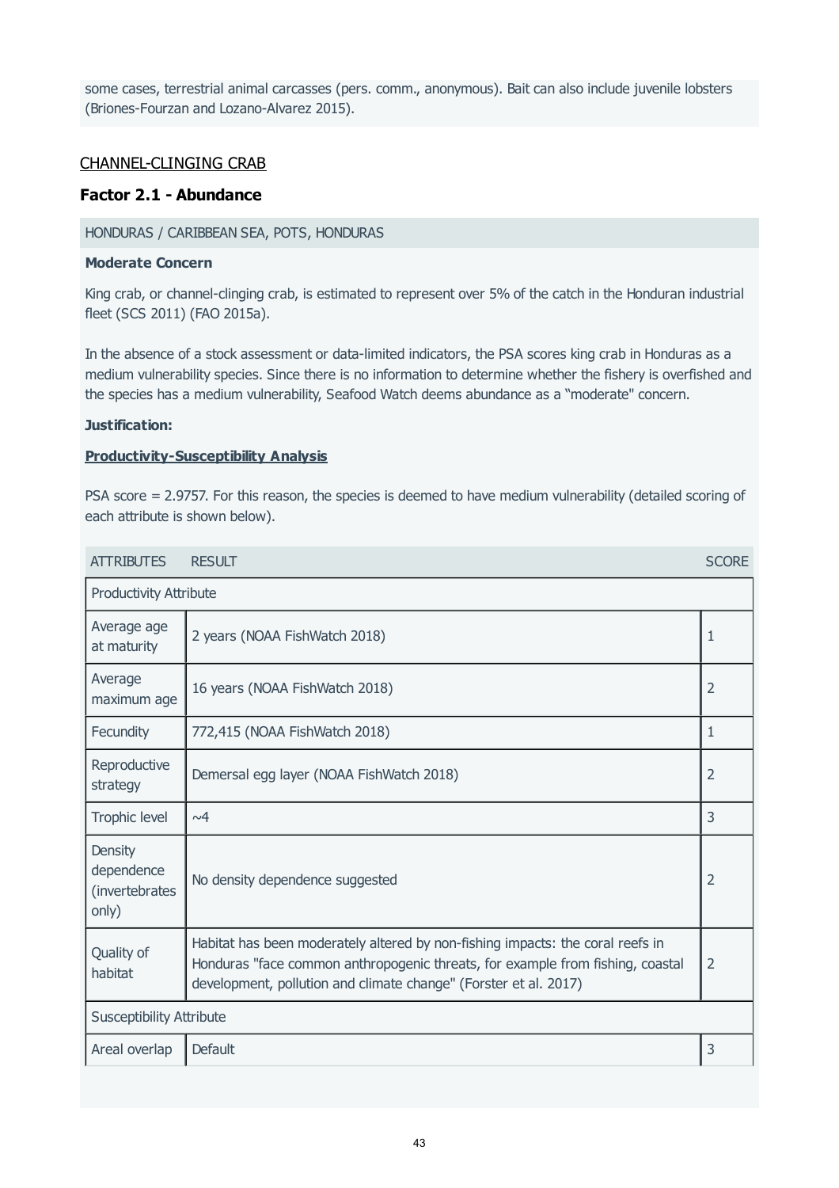some cases, terrestrial animal carcasses (pers. comm., anonymous). Bait can also include juvenile lobsters (Briones-Fourzan and Lozano-Alvarez 2015).

CHANNEL-CLINGING CRAB

### Factor 2.1 - Abundance

HONDURAS / CARIBBEAN SEA, POTS, HONDURAS

**Moderate Concern**

King crab, or channel-clinging crab, is estimated to represent over 5% of the catch in the Honduran industrial fleet (SCS 2011) (FAO 2015a).

In the absence of a stock assessment or data-limited indicators, the PSA scores king crab in Honduras as a medium vulnerability species. Since there is no information to determine whether the fishery is overfished and the species has a medium vulnerability, Seafood Watch deems abundance as a "moderate" concern.

**Justification:**

**Productivity-Susceptibility Analysis**

PSA score = 2.9757. For this reason, the species is deemed to have medium vulnerability (detailed scoring of each attribute is shown below).

| ATTRIBUTES | RESULT | SCORE |
|---|---|---|
| Productivity Attribute | | |
| Average age at maturity | 2 years (NOAA FishWatch 2018) | 1 |
| Average maximum age | 16 years (NOAA FishWatch 2018) | 2 |
| Fecundity | 772,415 (NOAA FishWatch 2018) | 1 |
| Reproductive strategy | Demersal egg layer (NOAA FishWatch 2018) | 2 |
| Trophic level | ~4 | 3 |
| Density dependence (invertebrates only) | No density dependence suggested | 2 |
| Quality of habitat | Habitat has been moderately altered by non-fishing impacts: the coral reefs in Honduras "face common anthropogenic threats, for example from fishing, coastal development, pollution and climate change" (Forster et al. 2017) | 2 |
| Susceptibility Attribute | | |
| Areal overlap | Default | 3 |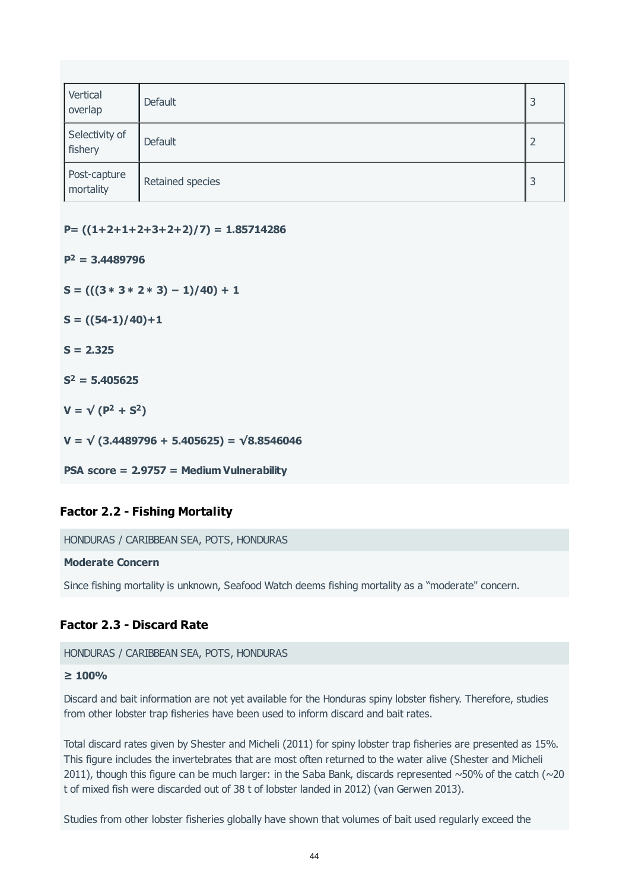| | | |
|---|---|---|
| Vertical overlap | Default | 3 |
| Selectivity of fishery | Default | 2 |
| Post-capture mortality | Retained species | 3 |

**P= ((1+2+1+2+3+2+2)/7) = 1.85714286**

**$P^2$ = 3.4489796**

**S = (((3 ∗ 3 ∗ 2 ∗ 3) − 1)/40) + 1**

**S = ((54-1)/40)+1**

**S = 2.325**

**$S^2$ = 5.405625**

**V = √ ($P^2$ + $S^2$)**

**V = √ (3.4489796 + 5.405625) = √8.8546046**

**PSA score = 2.9757 = Medium Vulnerability**

### Factor 2.2 - Fishing Mortality

HONDURAS / CARIBBEAN SEA, POTS, HONDURAS

**Moderate Concern**

Since fishing mortality is unknown, Seafood Watch deems fishing mortality as a “moderate" concern.

### Factor 2.3 - Discard Rate

HONDURAS / CARIBBEAN SEA, POTS, HONDURAS

**≥ 100%**

Discard and bait information are not yet available for the Honduras spiny lobster fishery. Therefore, studies from other lobster trap fisheries have been used to inform discard and bait rates.

Total discard rates given by Shester and Micheli (2011) for spiny lobster trap fisheries are presented as 15%. This figure includes the invertebrates that are most often returned to the water alive (Shester and Micheli 2011), though this figure can be much larger: in the Saba Bank, discards represented ~50% of the catch (~20 t of mixed fish were discarded out of 38 t of lobster landed in 2012) (van Gerwen 2013).

Studies from other lobster fisheries globally have shown that volumes of bait used regularly exceed the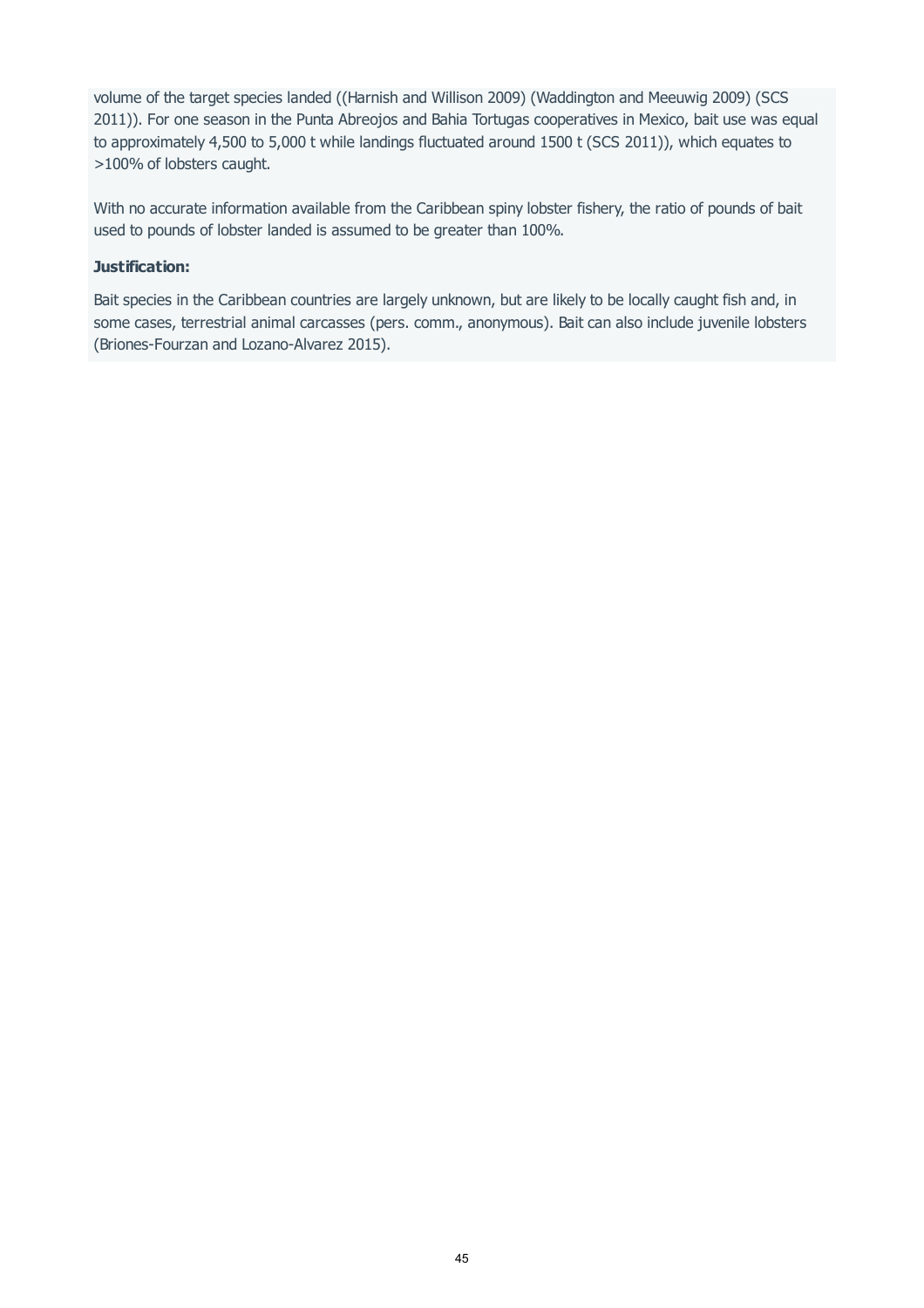volume of the target species landed ((Harnish and Willison 2009) (Waddington and Meeuwig 2009) (SCS 2011)). For one season in the Punta Abreojos and Bahia Tortugas cooperatives in Mexico, bait use was equal to approximately 4,500 to 5,000 t while landings fluctuated around 1500 t (SCS 2011)), which equates to >100% of lobsters caught.

With no accurate information available from the Caribbean spiny lobster fishery, the ratio of pounds of bait used to pounds of lobster landed is assumed to be greater than 100%.

**Justification:**

Bait species in the Caribbean countries are largely unknown, but are likely to be locally caught fish and, in some cases, terrestrial animal carcasses (pers. comm., anonymous). Bait can also include juvenile lobsters (Briones-Fourzan and Lozano-Alvarez 2015).